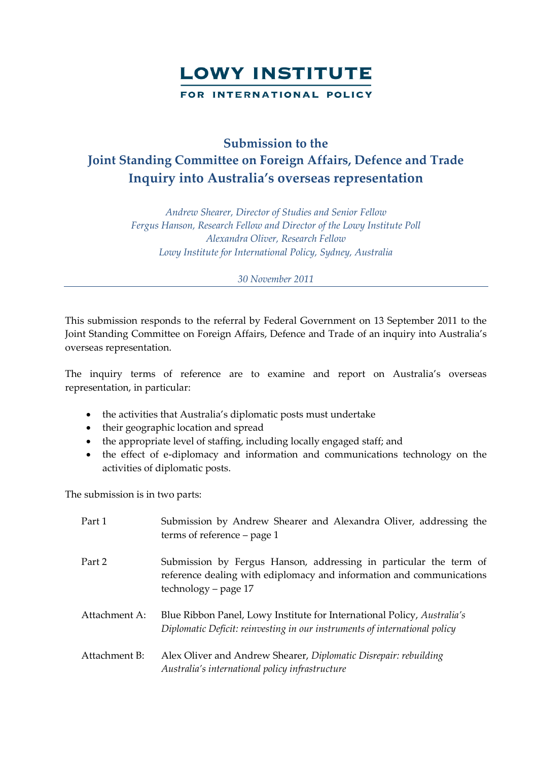# LOWY INSTITUTE

FOR INTERNATIONAL POLICY

## Submission to the Joint Standing Committee on Foreign Affairs, Defence and Trade Inquiry into Australia's overseas representation

*Andrew Shearer, Director of Studies and Senior Fellow*
*Fergus Hanson, Research Fellow and Director of the Lowy Institute Poll*
*Alexandra Oliver, Research Fellow*
*Lowy Institute for International Policy, Sydney, Australia*

*30 November 2011*

---

This submission responds to the referral by Federal Government on 13 September 2011 to the Joint Standing Committee on Foreign Affairs, Defence and Trade of an inquiry into Australia's overseas representation.

The inquiry terms of reference are to examine and report on Australia's overseas representation, in particular:

- the activities that Australia's diplomatic posts must undertake
- their geographic location and spread
- the appropriate level of staffing, including locally engaged staff; and
- the effect of e-diplomacy and information and communications technology on the activities of diplomatic posts.

The submission is in two parts:

| | |
|---|---|
| Part 1 | Submission by Andrew Shearer and Alexandra Oliver, addressing the terms of reference – page 1 |
| Part 2 | Submission by Fergus Hanson, addressing in particular the term of reference dealing with ediplomacy and information and communications technology – page 17 |
| Attachment A: | Blue Ribbon Panel, Lowy Institute for International Policy, *Australia's Diplomatic Deficit: reinvesting in our instruments of international policy* |
| Attachment B: | Alex Oliver and Andrew Shearer, *Diplomatic Disrepair: rebuilding Australia's international policy infrastructure* |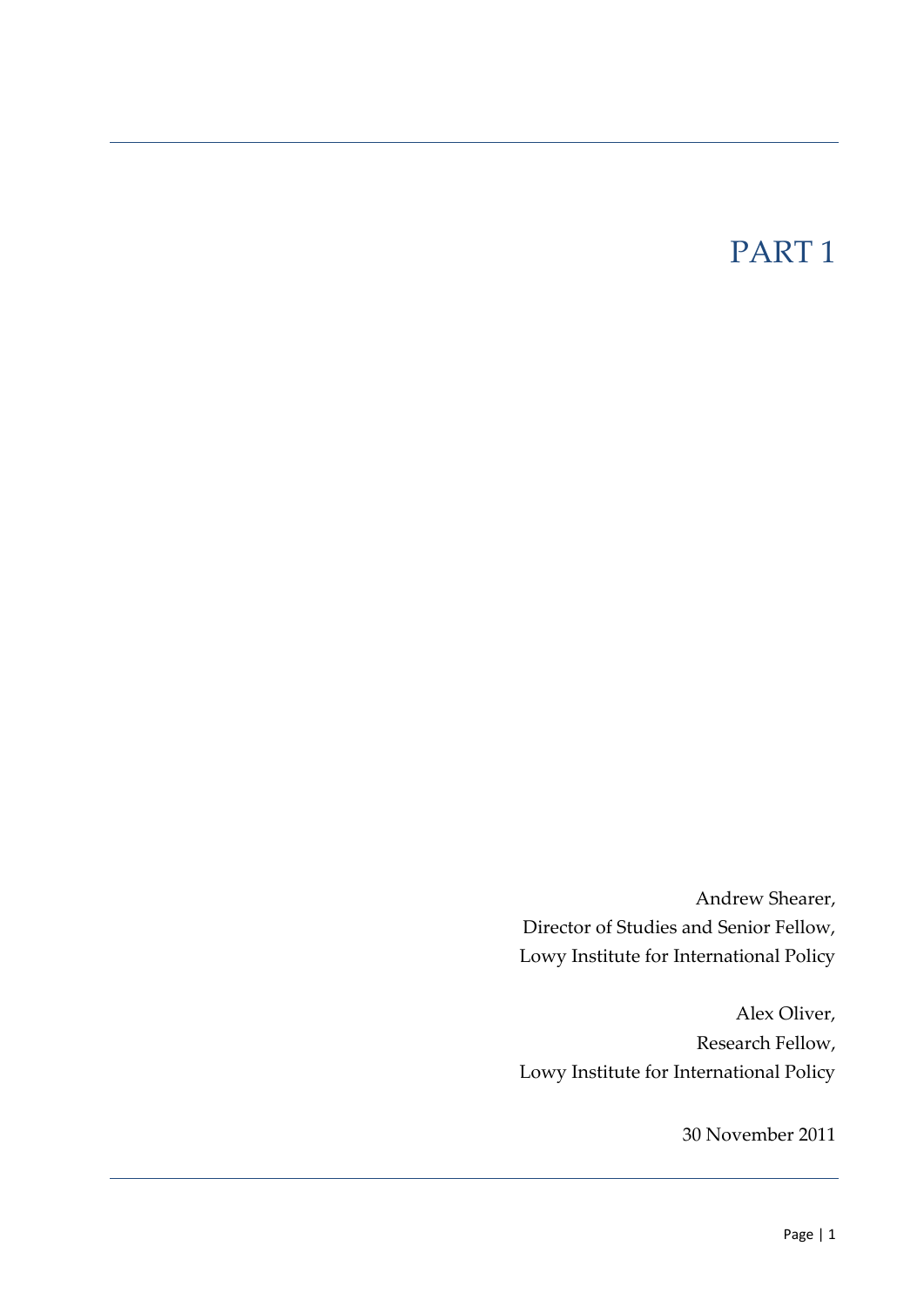# PART 1

Andrew Shearer,
Director of Studies and Senior Fellow,
Lowy Institute for International Policy

Alex Oliver,
Research Fellow,
Lowy Institute for International Policy

30 November 2011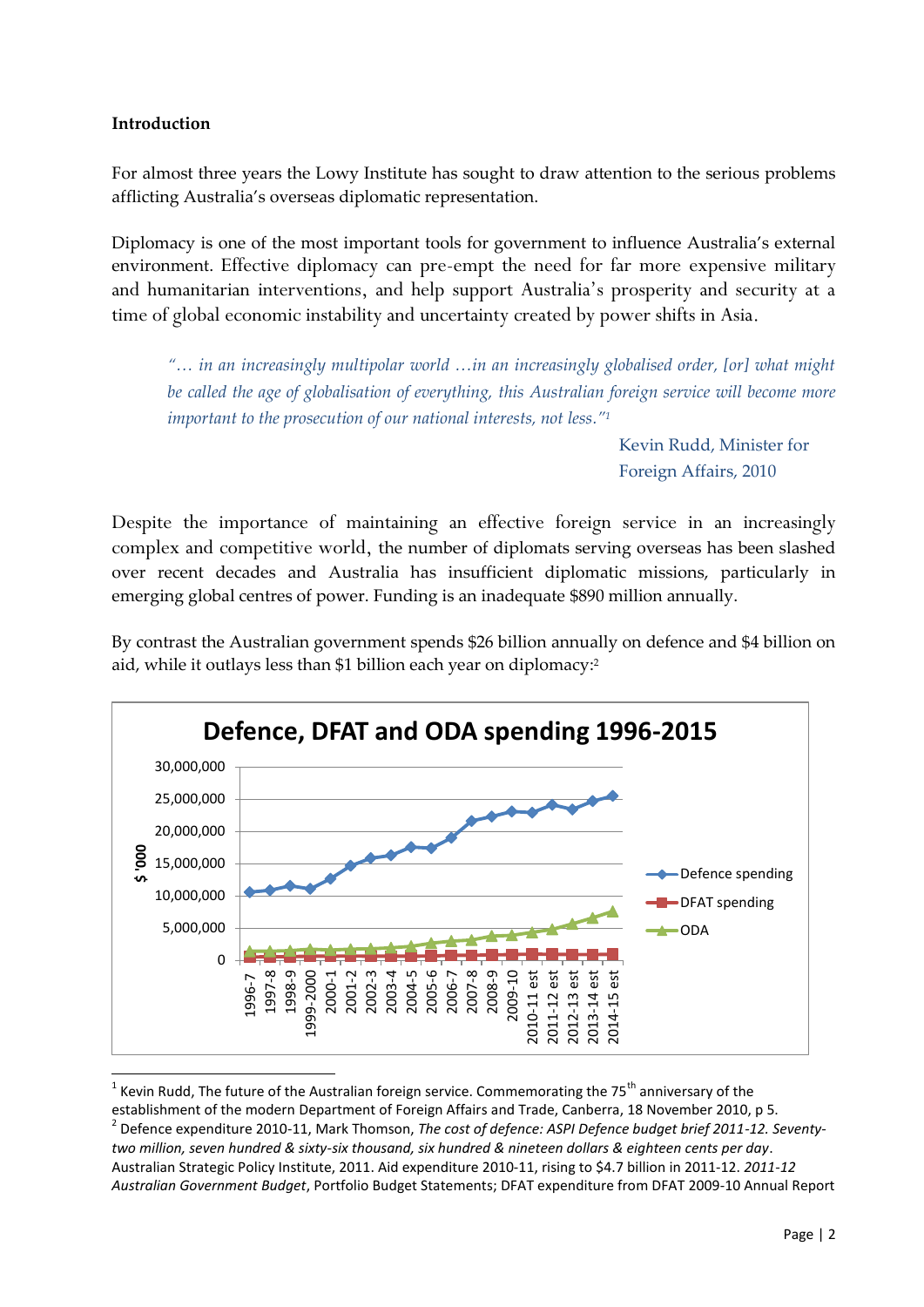## Introduction

For almost three years the Lowy Institute has sought to draw attention to the serious problems afflicting Australia's overseas diplomatic representation.

Diplomacy is one of the most important tools for government to influence Australia's external environment. Effective diplomacy can pre-empt the need for far more expensive military and humanitarian interventions, and help support Australia's prosperity and security at a time of global economic instability and uncertainty created by power shifts in Asia.

> *"… in an increasingly multipolar world …in an increasingly globalised order, [or] what might be called the age of globalisation of everything, this Australian foreign service will become more important to the prosecution of our national interests, not less."*[1]
>
> Kevin Rudd, Minister for Foreign Affairs, 2010

Despite the importance of maintaining an effective foreign service in an increasingly complex and competitive world, the number of diplomats serving overseas has been slashed over recent decades and Australia has insufficient diplomatic missions, particularly in emerging global centres of power. Funding is an inadequate $890 million annually.

By contrast the Australian government spends $26 billion annually on defence and $4 billion on aid, while it outlays less than $1 billion each year on diplomacy:[2]

**Defence, DFAT and ODA spending 1996-2015**

[1] Kevin Rudd, The future of the Australian foreign service. Commemorating the 75th anniversary of the establishment of the modern Department of Foreign Affairs and Trade, Canberra, 18 November 2010, p 5.

[2] Defence expenditure 2010-11, Mark Thomson, *The cost of defence: ASPI Defence budget brief 2011-12. Seventy-two million, seven hundred & sixty-six thousand, six hundred & nineteen dollars & eighteen cents per day*. Australian Strategic Policy Institute, 2011. Aid expenditure 2010-11, rising to $4.7 billion in 2011-12. *2011-12 Australian Government Budget*, Portfolio Budget Statements; DFAT expenditure from DFAT 2009-10 Annual Report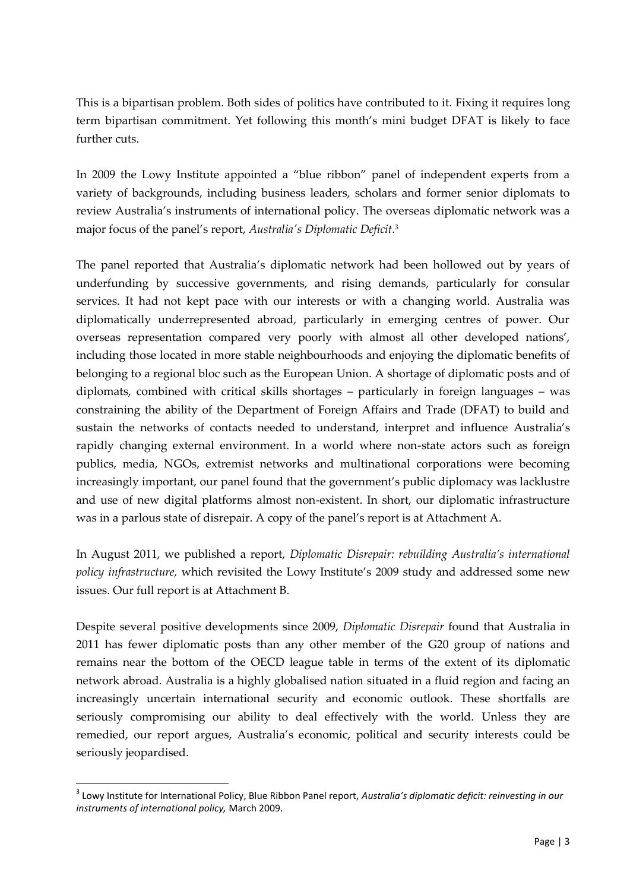This is a bipartisan problem. Both sides of politics have contributed to it. Fixing it requires long term bipartisan commitment. Yet following this month's mini budget DFAT is likely to face further cuts.

In 2009 the Lowy Institute appointed a "blue ribbon" panel of independent experts from a variety of backgrounds, including business leaders, scholars and former senior diplomats to review Australia's instruments of international policy. The overseas diplomatic network was a major focus of the panel's report, *Australia's Diplomatic Deficit*.[3]

The panel reported that Australia's diplomatic network had been hollowed out by years of underfunding by successive governments, and rising demands, particularly for consular services. It had not kept pace with our interests or with a changing world. Australia was diplomatically underrepresented abroad, particularly in emerging centres of power. Our overseas representation compared very poorly with almost all other developed nations', including those located in more stable neighbourhoods and enjoying the diplomatic benefits of belonging to a regional bloc such as the European Union. A shortage of diplomatic posts and of diplomats, combined with critical skills shortages – particularly in foreign languages – was constraining the ability of the Department of Foreign Affairs and Trade (DFAT) to build and sustain the networks of contacts needed to understand, interpret and influence Australia's rapidly changing external environment. In a world where non-state actors such as foreign publics, media, NGOs, extremist networks and multinational corporations were becoming increasingly important, our panel found that the government's public diplomacy was lacklustre and use of new digital platforms almost non-existent. In short, our diplomatic infrastructure was in a parlous state of disrepair. A copy of the panel's report is at Attachment A.

In August 2011, we published a report, *Diplomatic Disrepair: rebuilding Australia's international policy infrastructure,* which revisited the Lowy Institute's 2009 study and addressed some new issues. Our full report is at Attachment B.

Despite several positive developments since 2009, *Diplomatic Disrepair* found that Australia in 2011 has fewer diplomatic posts than any other member of the G20 group of nations and remains near the bottom of the OECD league table in terms of the extent of its diplomatic network abroad. Australia is a highly globalised nation situated in a fluid region and facing an increasingly uncertain international security and economic outlook. These shortfalls are seriously compromising our ability to deal effectively with the world. Unless they are remedied, our report argues, Australia's economic, political and security interests could be seriously jeopardised.

---

[3] Lowy Institute for International Policy, Blue Ribbon Panel report, *Australia's diplomatic deficit: reinvesting in our instruments of international policy,* March 2009.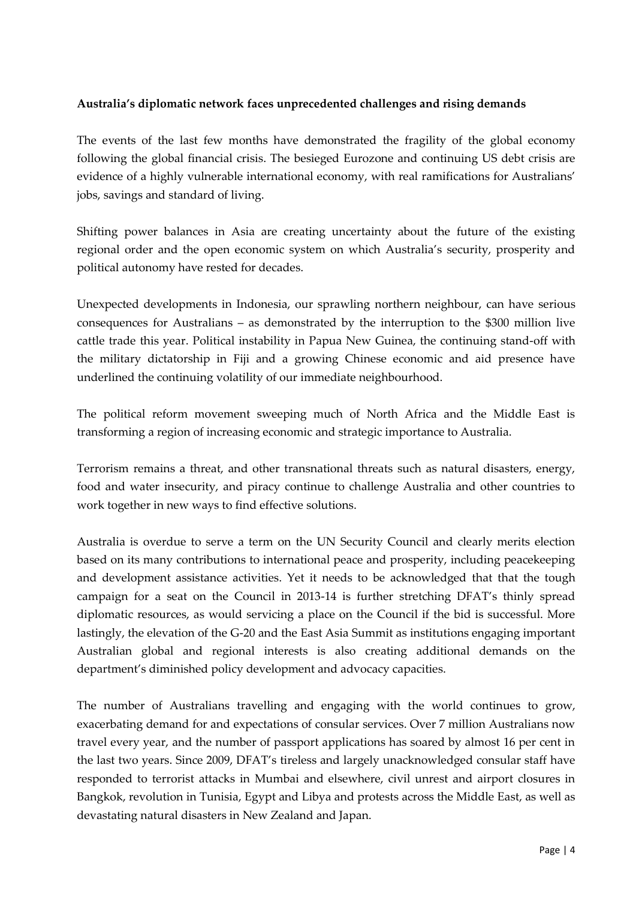**Australia's diplomatic network faces unprecedented challenges and rising demands**

The events of the last few months have demonstrated the fragility of the global economy following the global financial crisis. The besieged Eurozone and continuing US debt crisis are evidence of a highly vulnerable international economy, with real ramifications for Australians' jobs, savings and standard of living.

Shifting power balances in Asia are creating uncertainty about the future of the existing regional order and the open economic system on which Australia's security, prosperity and political autonomy have rested for decades.

Unexpected developments in Indonesia, our sprawling northern neighbour, can have serious consequences for Australians – as demonstrated by the interruption to the $300 million live cattle trade this year. Political instability in Papua New Guinea, the continuing stand-off with the military dictatorship in Fiji and a growing Chinese economic and aid presence have underlined the continuing volatility of our immediate neighbourhood.

The political reform movement sweeping much of North Africa and the Middle East is transforming a region of increasing economic and strategic importance to Australia.

Terrorism remains a threat, and other transnational threats such as natural disasters, energy, food and water insecurity, and piracy continue to challenge Australia and other countries to work together in new ways to find effective solutions.

Australia is overdue to serve a term on the UN Security Council and clearly merits election based on its many contributions to international peace and prosperity, including peacekeeping and development assistance activities. Yet it needs to be acknowledged that that the tough campaign for a seat on the Council in 2013-14 is further stretching DFAT's thinly spread diplomatic resources, as would servicing a place on the Council if the bid is successful. More lastingly, the elevation of the G-20 and the East Asia Summit as institutions engaging important Australian global and regional interests is also creating additional demands on the department's diminished policy development and advocacy capacities.

The number of Australians travelling and engaging with the world continues to grow, exacerbating demand for and expectations of consular services. Over 7 million Australians now travel every year, and the number of passport applications has soared by almost 16 per cent in the last two years. Since 2009, DFAT's tireless and largely unacknowledged consular staff have responded to terrorist attacks in Mumbai and elsewhere, civil unrest and airport closures in Bangkok, revolution in Tunisia, Egypt and Libya and protests across the Middle East, as well as devastating natural disasters in New Zealand and Japan.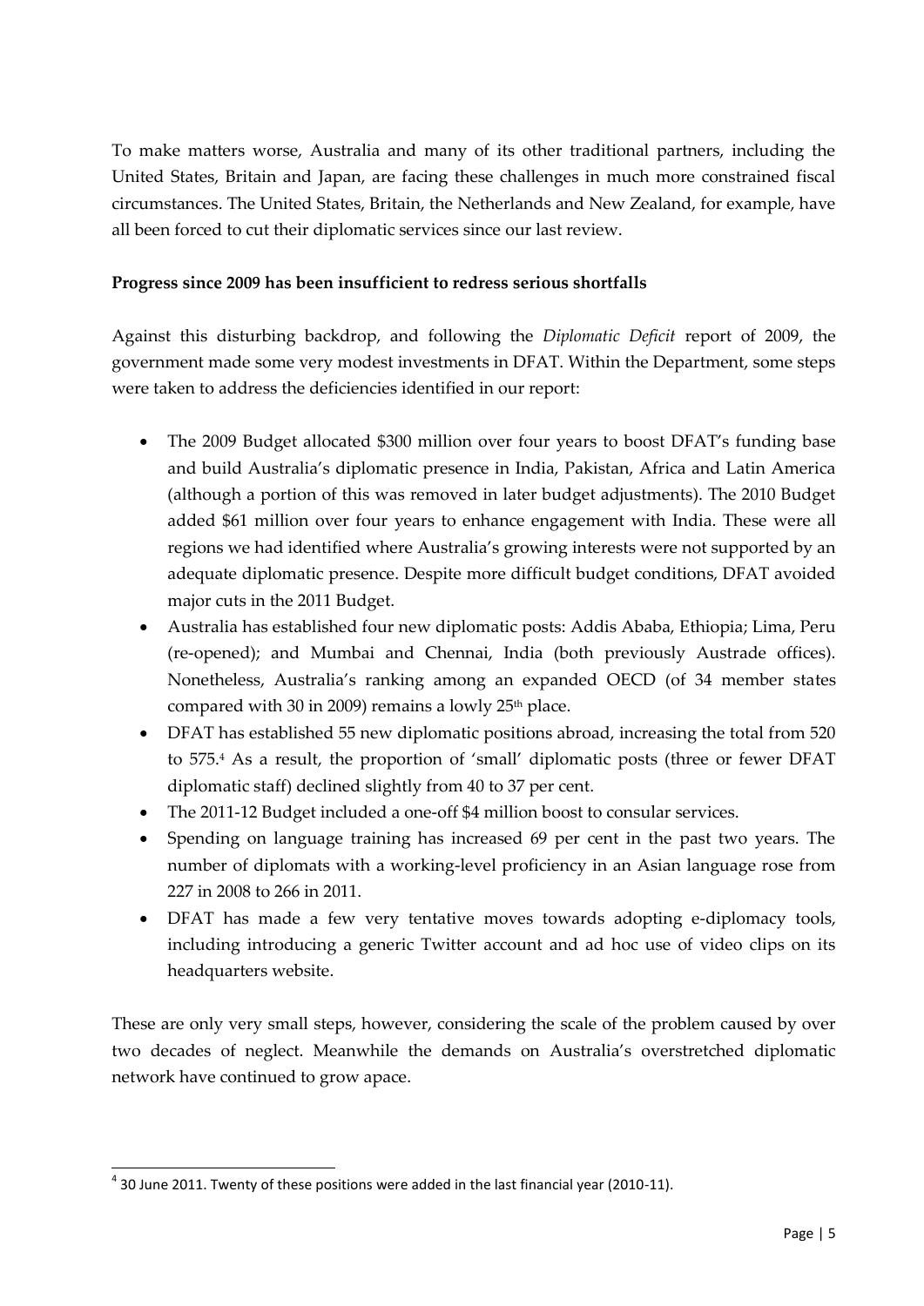To make matters worse, Australia and many of its other traditional partners, including the United States, Britain and Japan, are facing these challenges in much more constrained fiscal circumstances. The United States, Britain, the Netherlands and New Zealand, for example, have all been forced to cut their diplomatic services since our last review.

**Progress since 2009 has been insufficient to redress serious shortfalls**

Against this disturbing backdrop, and following the *Diplomatic Deficit* report of 2009, the government made some very modest investments in DFAT. Within the Department, some steps were taken to address the deficiencies identified in our report:

- The 2009 Budget allocated $300 million over four years to boost DFAT's funding base and build Australia's diplomatic presence in India, Pakistan, Africa and Latin America (although a portion of this was removed in later budget adjustments). The 2010 Budget added $61 million over four years to enhance engagement with India. These were all regions we had identified where Australia's growing interests were not supported by an adequate diplomatic presence. Despite more difficult budget conditions, DFAT avoided major cuts in the 2011 Budget.
- Australia has established four new diplomatic posts: Addis Ababa, Ethiopia; Lima, Peru (re-opened); and Mumbai and Chennai, India (both previously Austrade offices). Nonetheless, Australia's ranking among an expanded OECD (of 34 member states compared with 30 in 2009) remains a lowly 25th place.
- DFAT has established 55 new diplomatic positions abroad, increasing the total from 520 to 575.[4] As a result, the proportion of 'small' diplomatic posts (three or fewer DFAT diplomatic staff) declined slightly from 40 to 37 per cent.
- The 2011-12 Budget included a one-off $4 million boost to consular services.
- Spending on language training has increased 69 per cent in the past two years. The number of diplomats with a working-level proficiency in an Asian language rose from 227 in 2008 to 266 in 2011.
- DFAT has made a few very tentative moves towards adopting e-diplomacy tools, including introducing a generic Twitter account and ad hoc use of video clips on its headquarters website.

These are only very small steps, however, considering the scale of the problem caused by over two decades of neglect. Meanwhile the demands on Australia's overstretched diplomatic network have continued to grow apace.

[4] 30 June 2011. Twenty of these positions were added in the last financial year (2010-11).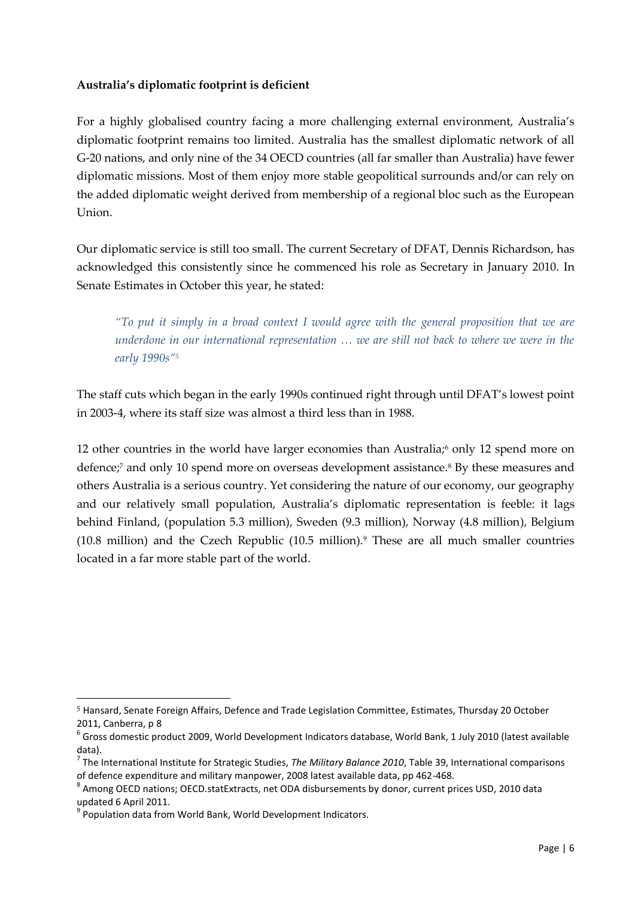**Australia's diplomatic footprint is deficient**

For a highly globalised country facing a more challenging external environment, Australia's diplomatic footprint remains too limited. Australia has the smallest diplomatic network of all G-20 nations, and only nine of the 34 OECD countries (all far smaller than Australia) have fewer diplomatic missions. Most of them enjoy more stable geopolitical surrounds and/or can rely on the added diplomatic weight derived from membership of a regional bloc such as the European Union.

Our diplomatic service is still too small. The current Secretary of DFAT, Dennis Richardson, has acknowledged this consistently since he commenced his role as Secretary in January 2010. In Senate Estimates in October this year, he stated:

> *"To put it simply in a broad context I would agree with the general proposition that we are underdone in our international representation … we are still not back to where we were in the early 1990s"*[5]

The staff cuts which began in the early 1990s continued right through until DFAT's lowest point in 2003-4, where its staff size was almost a third less than in 1988.

12 other countries in the world have larger economies than Australia;[6] only 12 spend more on defence;[7] and only 10 spend more on overseas development assistance.[8] By these measures and others Australia is a serious country. Yet considering the nature of our economy, our geography and our relatively small population, Australia's diplomatic representation is feeble: it lags behind Finland, (population 5.3 million), Sweden (9.3 million), Norway (4.8 million), Belgium (10.8 million) and the Czech Republic (10.5 million).[9] These are all much smaller countries located in a far more stable part of the world.

---

[5] Hansard, Senate Foreign Affairs, Defence and Trade Legislation Committee, Estimates, Thursday 20 October 2011, Canberra, p 8

[6] Gross domestic product 2009, World Development Indicators database, World Bank, 1 July 2010 (latest available data).

[7] The International Institute for Strategic Studies, *The Military Balance 2010*, Table 39, International comparisons of defence expenditure and military manpower, 2008 latest available data, pp 462-468.

[8] Among OECD nations; OECD.statExtracts, net ODA disbursements by donor, current prices USD, 2010 data updated 6 April 2011.

[9] Population data from World Bank, World Development Indicators.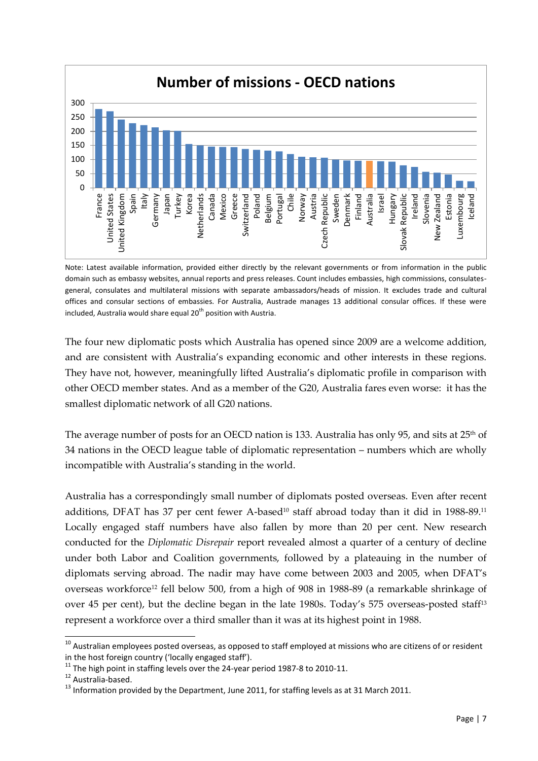**Number of missions - OECD nations**

| Country | Number of missions (approx.) |
|---|---|
| France | 278 |
| United States | 271 |
| United Kingdom | 242 |
| Spain | 229 |
| Italy | 222 |
| Germany | 214 |
| Japan | 203 |
| Turkey | 201 |
| Korea | 155 |
| Netherlands | 151 |
| Canada | 146 |
| Mexico | 145 |
| Greece | 144 |
| Switzerland | 138 |
| Poland | 135 |
| Belgium | 132 |
| Portugal | 130 |
| Chile | 120 |
| Norway | 110 |
| Austria | 108 |
| Czech Republic | 106 |
| Sweden | 100 |
| Denmark | 97 |
| Finland | 96 |
| Australia | 95 |
| Israel | 94 |
| Hungary | 93 |
| Slovak Republic | 80 |
| Ireland | 74 |
| Slovenia | 57 |
| New Zealand | 54 |
| Estonia | 47 |
| Luxembourg | 25 |
| Iceland | 23 |

Note: Latest available information, provided either directly by the relevant governments or from information in the public domain such as embassy websites, annual reports and press releases. Count includes embassies, high commissions, consulates-general, consulates and multilateral missions with separate ambassadors/heads of mission. It excludes trade and cultural offices and consular sections of embassies. For Australia, Austrade manages 13 additional consular offices. If these were included, Australia would share equal 20th position with Austria.

The four new diplomatic posts which Australia has opened since 2009 are a welcome addition, and are consistent with Australia's expanding economic and other interests in these regions. They have not, however, meaningfully lifted Australia's diplomatic profile in comparison with other OECD member states. And as a member of the G20, Australia fares even worse: it has the smallest diplomatic network of all G20 nations.

The average number of posts for an OECD nation is 133. Australia has only 95, and sits at 25th of 34 nations in the OECD league table of diplomatic representation – numbers which are wholly incompatible with Australia's standing in the world.

Australia has a correspondingly small number of diplomats posted overseas. Even after recent additions, DFAT has 37 per cent fewer A-based[10] staff abroad today than it did in 1988-89.[11] Locally engaged staff numbers have also fallen by more than 20 per cent. New research conducted for the *Diplomatic Disrepair* report revealed almost a quarter of a century of decline under both Labor and Coalition governments, followed by a plateauing in the number of diplomats serving abroad. The nadir may have come between 2003 and 2005, when DFAT's overseas workforce[12] fell below 500, from a high of 908 in 1988-89 (a remarkable shrinkage of over 45 per cent), but the decline began in the late 1980s. Today's 575 overseas-posted staff[13] represent a workforce over a third smaller than it was at its highest point in 1988.

---

[10] Australian employees posted overseas, as opposed to staff employed at missions who are citizens of or resident in the host foreign country ('locally engaged staff').

[11] The high point in staffing levels over the 24-year period 1987-8 to 2010-11.

[12] Australia-based.

[13] Information provided by the Department, June 2011, for staffing levels as at 31 March 2011.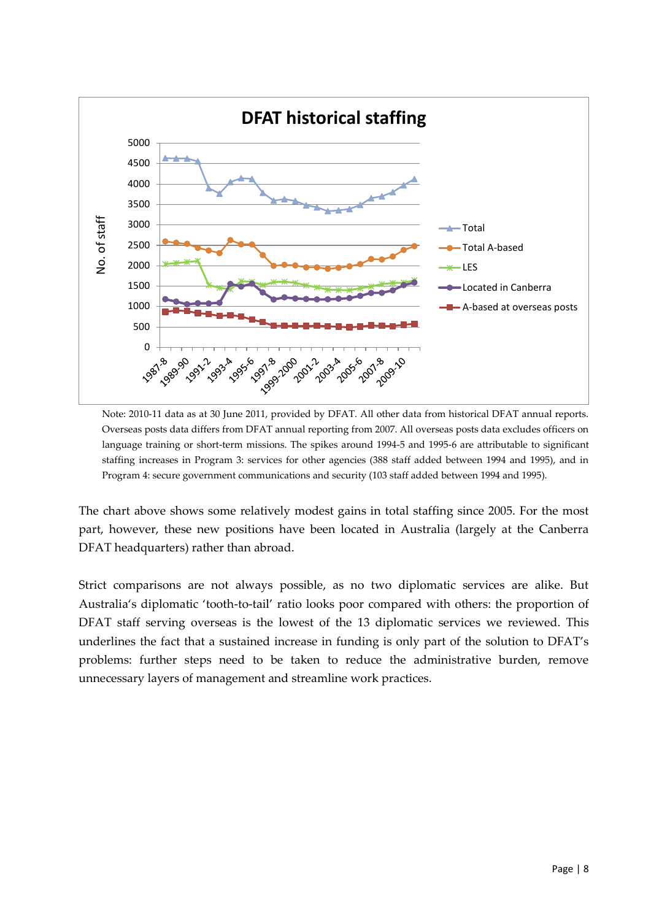Note: 2010-11 data as at 30 June 2011, provided by DFAT. All other data from historical DFAT annual reports. Overseas posts data differs from DFAT annual reporting from 2007. All overseas posts data excludes officers on language training or short-term missions. The spikes around 1994-5 and 1995-6 are attributable to significant staffing increases in Program 3: services for other agencies (388 staff added between 1994 and 1995), and in Program 4: secure government communications and security (103 staff added between 1994 and 1995).

The chart above shows some relatively modest gains in total staffing since 2005. For the most part, however, these new positions have been located in Australia (largely at the Canberra DFAT headquarters) rather than abroad.

Strict comparisons are not always possible, as no two diplomatic services are alike. But Australia's diplomatic 'tooth-to-tail' ratio looks poor compared with others: the proportion of DFAT staff serving overseas is the lowest of the 13 diplomatic services we reviewed. This underlines the fact that a sustained increase in funding is only part of the solution to DFAT's problems: further steps need to be taken to reduce the administrative burden, remove unnecessary layers of management and streamline work practices.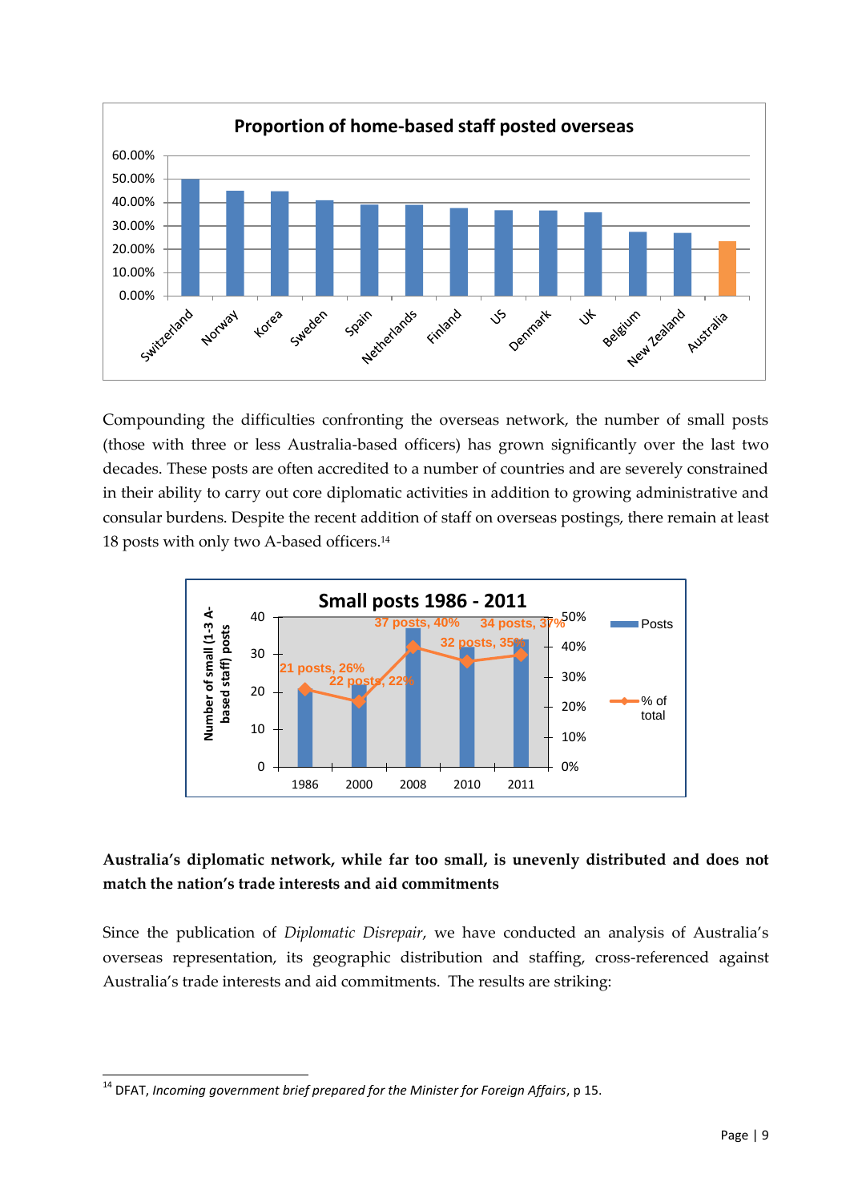**Proportion of home-based staff posted overseas**

Compounding the difficulties confronting the overseas network, the number of small posts (those with three or less Australia-based officers) has grown significantly over the last two decades. These posts are often accredited to a number of countries and are severely constrained in their ability to carry out core diplomatic activities in addition to growing administrative and consular burdens. Despite the recent addition of staff on overseas postings, there remain at least 18 posts with only two A-based officers.[14]

**Small posts 1986 - 2011**

**Australia's diplomatic network, while far too small, is unevenly distributed and does not match the nation's trade interests and aid commitments**

Since the publication of *Diplomatic Disrepair*, we have conducted an analysis of Australia's overseas representation, its geographic distribution and staffing, cross-referenced against Australia's trade interests and aid commitments. The results are striking:

---

[14] DFAT, *Incoming government brief prepared for the Minister for Foreign Affairs*, p 15.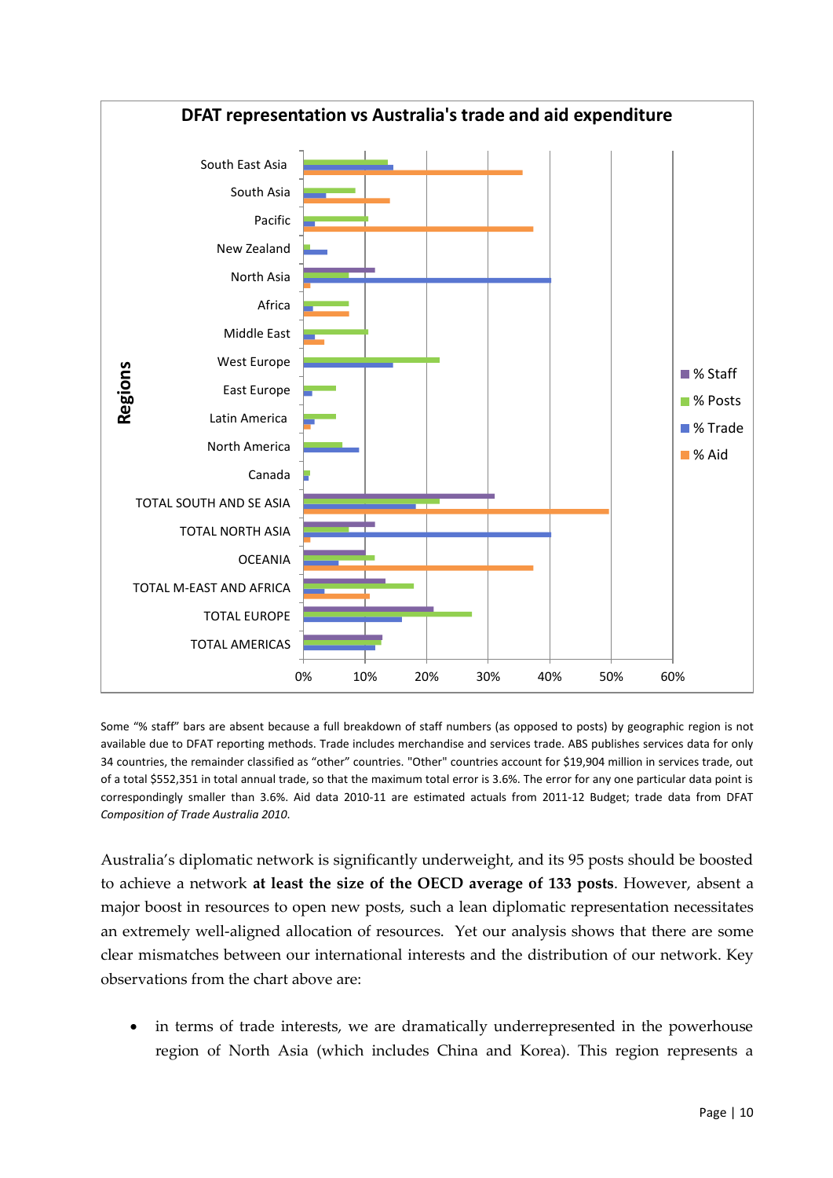**DFAT representation vs Australia's trade and aid expenditure**

Some "% staff" bars are absent because a full breakdown of staff numbers (as opposed to posts) by geographic region is not available due to DFAT reporting methods. Trade includes merchandise and services trade. ABS publishes services data for only 34 countries, the remainder classified as "other" countries. "Other" countries account for $19,904 million in services trade, out of a total $552,351 in total annual trade, so that the maximum total error is 3.6%. The error for any one particular data point is correspondingly smaller than 3.6%. Aid data 2010-11 are estimated actuals from 2011-12 Budget; trade data from DFAT *Composition of Trade Australia 2010*.

Australia's diplomatic network is significantly underweight, and its 95 posts should be boosted to achieve a network **at least the size of the OECD average of 133 posts**. However, absent a major boost in resources to open new posts, such a lean diplomatic representation necessitates an extremely well-aligned allocation of resources. Yet our analysis shows that there are some clear mismatches between our international interests and the distribution of our network. Key observations from the chart above are:

- in terms of trade interests, we are dramatically underrepresented in the powerhouse region of North Asia (which includes China and Korea). This region represents a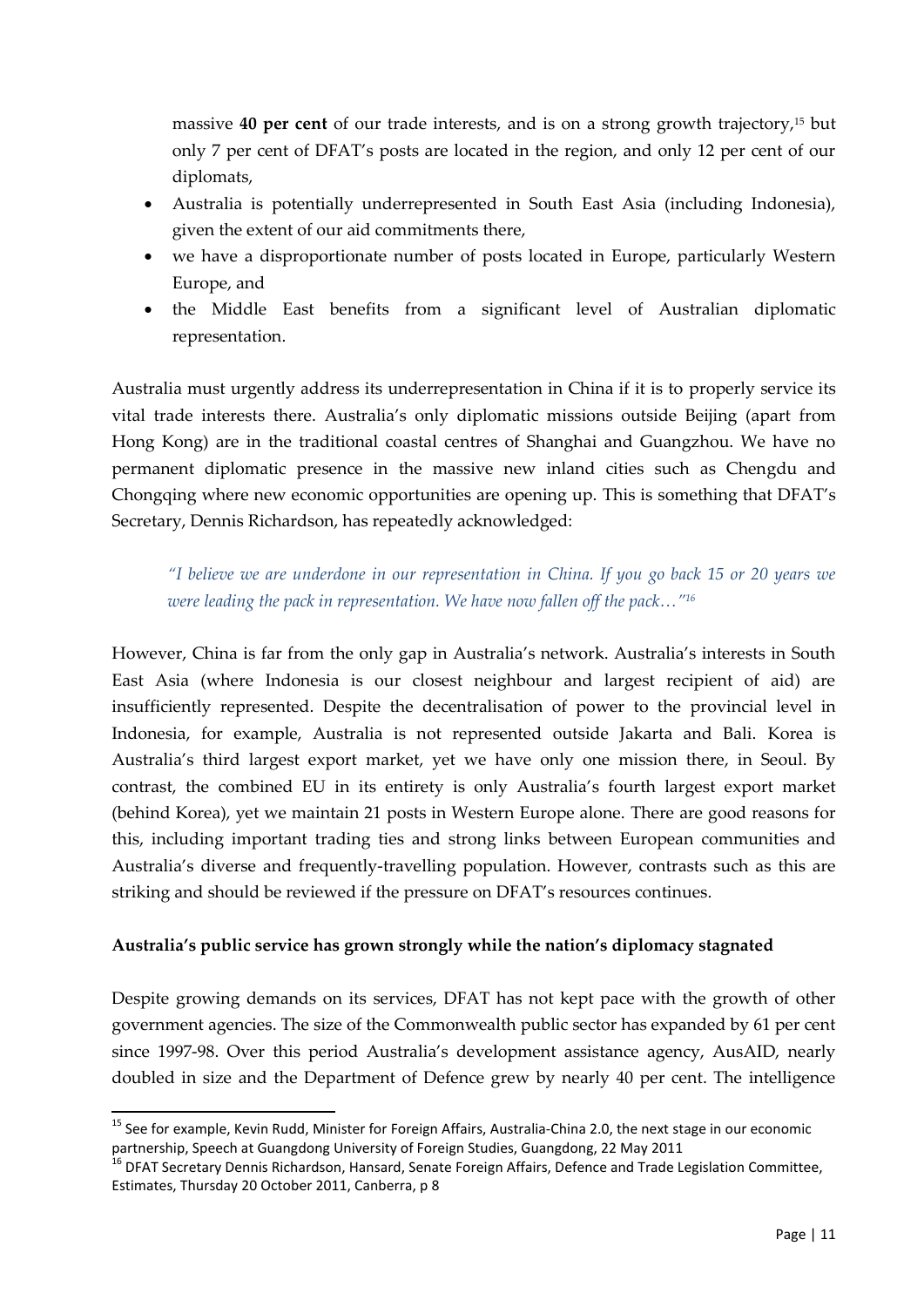massive **40 per cent** of our trade interests, and is on a strong growth trajectory,[15] but only 7 per cent of DFAT's posts are located in the region, and only 12 per cent of our diplomats,

- Australia is potentially underrepresented in South East Asia (including Indonesia), given the extent of our aid commitments there,
- we have a disproportionate number of posts located in Europe, particularly Western Europe, and
- the Middle East benefits from a significant level of Australian diplomatic representation.

Australia must urgently address its underrepresentation in China if it is to properly service its vital trade interests there. Australia's only diplomatic missions outside Beijing (apart from Hong Kong) are in the traditional coastal centres of Shanghai and Guangzhou. We have no permanent diplomatic presence in the massive new inland cities such as Chengdu and Chongqing where new economic opportunities are opening up. This is something that DFAT's Secretary, Dennis Richardson, has repeatedly acknowledged:

> *"I believe we are underdone in our representation in China. If you go back 15 or 20 years we were leading the pack in representation. We have now fallen off the pack…"*[16]

However, China is far from the only gap in Australia's network. Australia's interests in South East Asia (where Indonesia is our closest neighbour and largest recipient of aid) are insufficiently represented. Despite the decentralisation of power to the provincial level in Indonesia, for example, Australia is not represented outside Jakarta and Bali. Korea is Australia's third largest export market, yet we have only one mission there, in Seoul. By contrast, the combined EU in its entirety is only Australia's fourth largest export market (behind Korea), yet we maintain 21 posts in Western Europe alone. There are good reasons for this, including important trading ties and strong links between European communities and Australia's diverse and frequently-travelling population. However, contrasts such as this are striking and should be reviewed if the pressure on DFAT's resources continues.

**Australia's public service has grown strongly while the nation's diplomacy stagnated**

Despite growing demands on its services, DFAT has not kept pace with the growth of other government agencies. The size of the Commonwealth public sector has expanded by 61 per cent since 1997-98. Over this period Australia's development assistance agency, AusAID, nearly doubled in size and the Department of Defence grew by nearly 40 per cent. The intelligence

---

[15] See for example, Kevin Rudd, Minister for Foreign Affairs, Australia-China 2.0, the next stage in our economic partnership, Speech at Guangdong University of Foreign Studies, Guangdong, 22 May 2011

[16] DFAT Secretary Dennis Richardson, Hansard, Senate Foreign Affairs, Defence and Trade Legislation Committee, Estimates, Thursday 20 October 2011, Canberra, p 8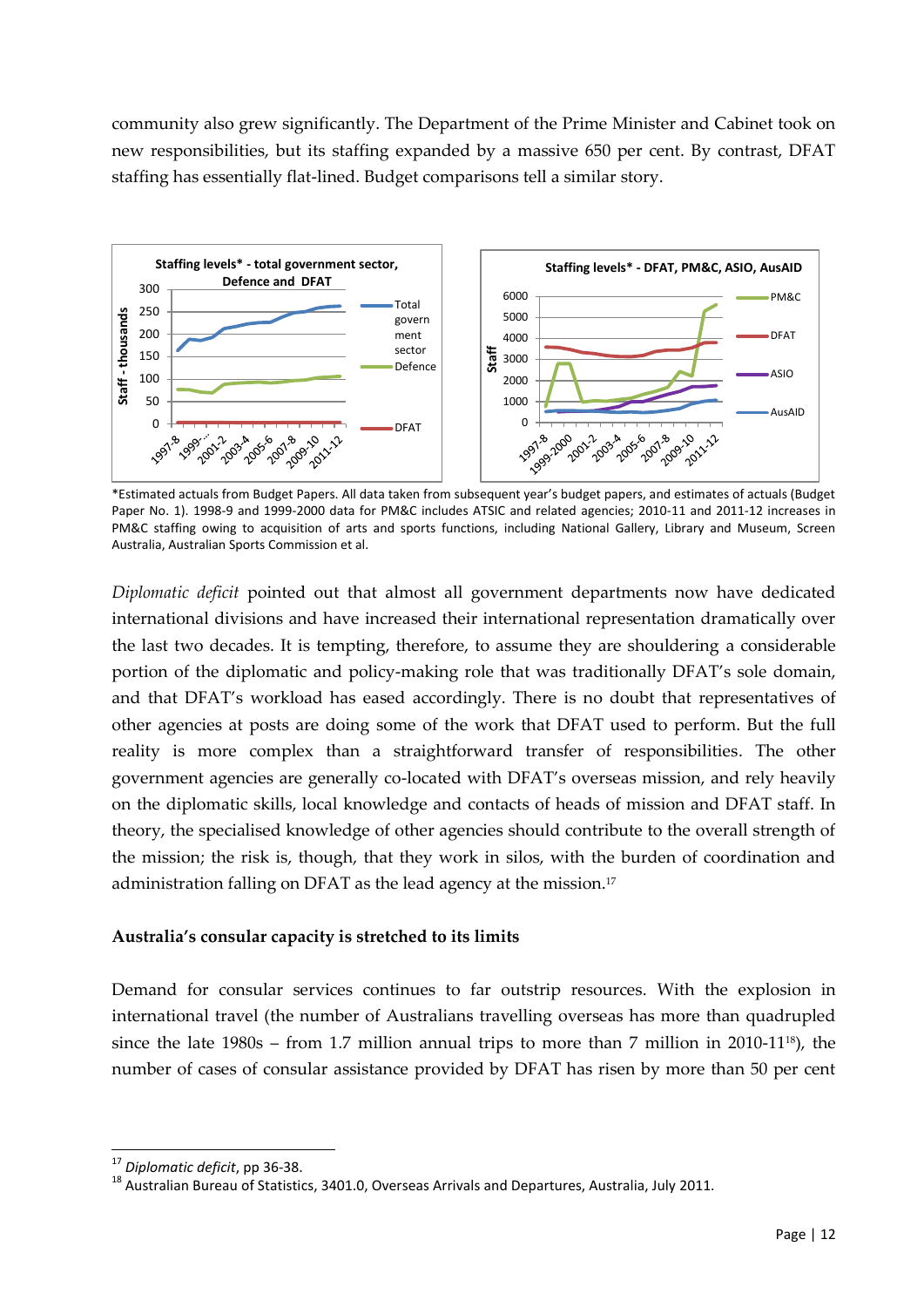community also grew significantly. The Department of the Prime Minister and Cabinet took on new responsibilities, but its staffing expanded by a massive 650 per cent. By contrast, DFAT staffing has essentially flat-lined. Budget comparisons tell a similar story.

*Estimated actuals from Budget Papers. All data taken from subsequent year's budget papers, and estimates of actuals (Budget Paper No. 1). 1998-9 and 1999-2000 data for PM&C includes ATSIC and related agencies; 2010-11 and 2011-12 increases in PM&C staffing owing to acquisition of arts and sports functions, including National Gallery, Library and Museum, Screen Australia, Australian Sports Commission et al.

*Diplomatic deficit* pointed out that almost all government departments now have dedicated international divisions and have increased their international representation dramatically over the last two decades. It is tempting, therefore, to assume they are shouldering a considerable portion of the diplomatic and policy-making role that was traditionally DFAT's sole domain, and that DFAT's workload has eased accordingly. There is no doubt that representatives of other agencies at posts are doing some of the work that DFAT used to perform. But the full reality is more complex than a straightforward transfer of responsibilities. The other government agencies are generally co-located with DFAT's overseas mission, and rely heavily on the diplomatic skills, local knowledge and contacts of heads of mission and DFAT staff. In theory, the specialised knowledge of other agencies should contribute to the overall strength of the mission; the risk is, though, that they work in silos, with the burden of coordination and administration falling on DFAT as the lead agency at the mission.[17]

### Australia's consular capacity is stretched to its limits

Demand for consular services continues to far outstrip resources. With the explosion in international travel (the number of Australians travelling overseas has more than quadrupled since the late 1980s – from 1.7 million annual trips to more than 7 million in 2010-11[18]), the number of cases of consular assistance provided by DFAT has risen by more than 50 per cent

---

[17] *Diplomatic deficit*, pp 36-38.

[18] Australian Bureau of Statistics, 3401.0, Overseas Arrivals and Departures, Australia, July 2011.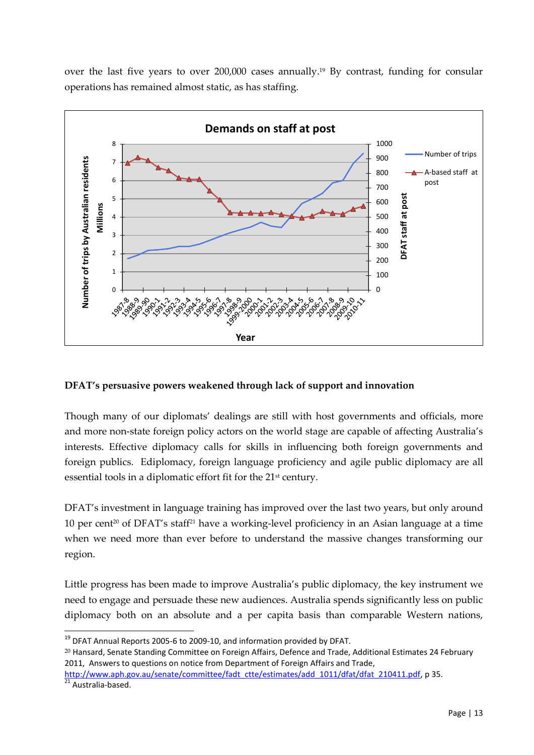over the last five years to over 200,000 cases annually.[19] By contrast, funding for consular operations has remained almost static, as has staffing.

**DFAT's persuasive powers weakened through lack of support and innovation**

Though many of our diplomats' dealings are still with host governments and officials, more and more non-state foreign policy actors on the world stage are capable of affecting Australia's interests. Effective diplomacy calls for skills in influencing both foreign governments and foreign publics. Ediplomacy, foreign language proficiency and agile public diplomacy are all essential tools in a diplomatic effort fit for the 21st century.

DFAT's investment in language training has improved over the last two years, but only around 10 per cent[20] of DFAT's staff[21] have a working-level proficiency in an Asian language at a time when we need more than ever before to understand the massive changes transforming our region.

Little progress has been made to improve Australia's public diplomacy, the key instrument we need to engage and persuade these new audiences. Australia spends significantly less on public diplomacy both on an absolute and a per capita basis than comparable Western nations,

---

[19] DFAT Annual Reports 2005-6 to 2009-10, and information provided by DFAT.

[20] Hansard, Senate Standing Committee on Foreign Affairs, Defence and Trade, Additional Estimates 24 February 2011, Answers to questions on notice from Department of Foreign Affairs and Trade, http://www.aph.gov.au/senate/committee/fadt_ctte/estimates/add_1011/dfat/dfat_210411.pdf, p 35.

[21] Australia-based.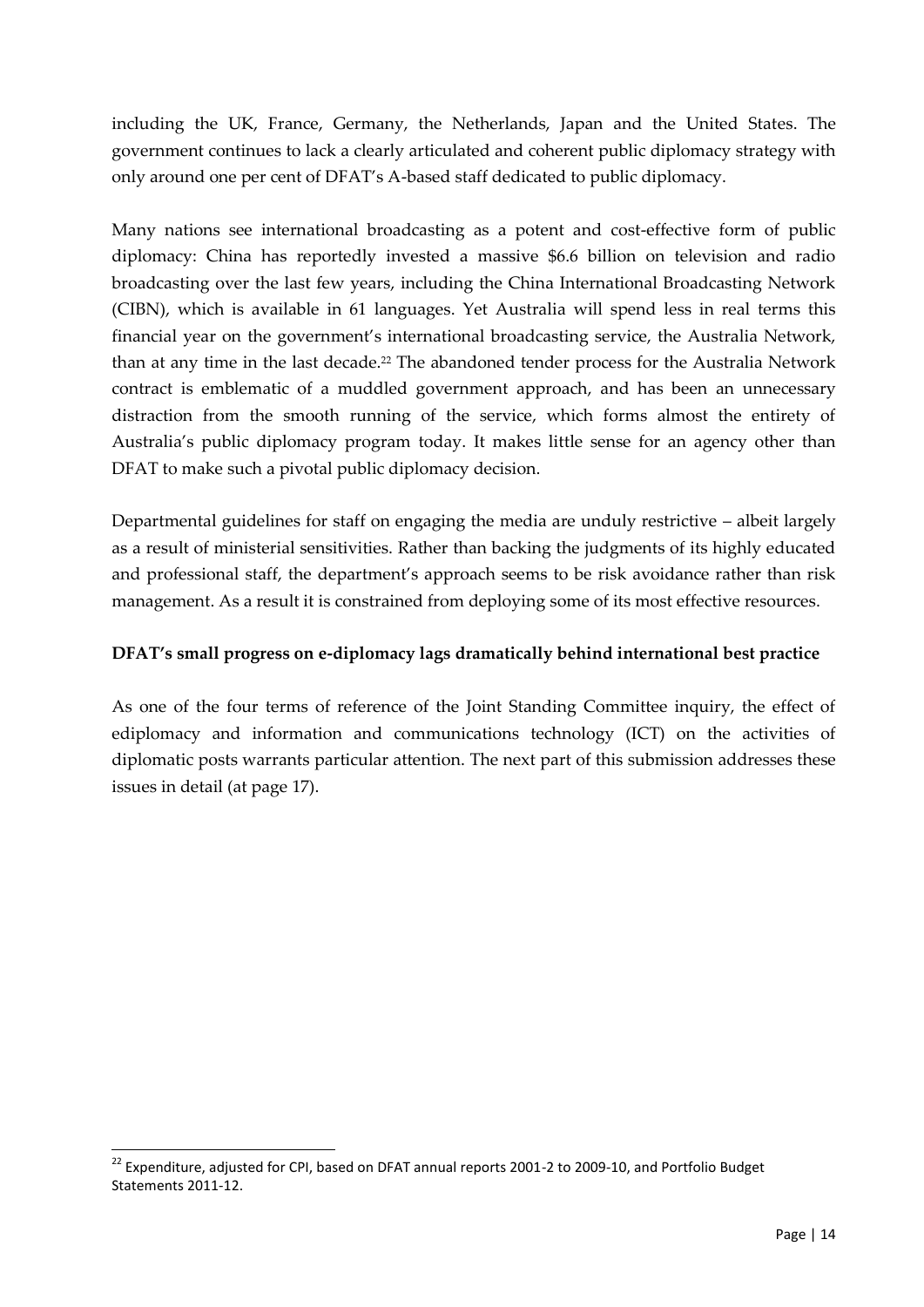including the UK, France, Germany, the Netherlands, Japan and the United States. The government continues to lack a clearly articulated and coherent public diplomacy strategy with only around one per cent of DFAT's A-based staff dedicated to public diplomacy.

Many nations see international broadcasting as a potent and cost-effective form of public diplomacy: China has reportedly invested a massive $6.6 billion on television and radio broadcasting over the last few years, including the China International Broadcasting Network (CIBN), which is available in 61 languages. Yet Australia will spend less in real terms this financial year on the government's international broadcasting service, the Australia Network, than at any time in the last decade.[22] The abandoned tender process for the Australia Network contract is emblematic of a muddled government approach, and has been an unnecessary distraction from the smooth running of the service, which forms almost the entirety of Australia's public diplomacy program today. It makes little sense for an agency other than DFAT to make such a pivotal public diplomacy decision.

Departmental guidelines for staff on engaging the media are unduly restrictive – albeit largely as a result of ministerial sensitivities. Rather than backing the judgments of its highly educated and professional staff, the department's approach seems to be risk avoidance rather than risk management. As a result it is constrained from deploying some of its most effective resources.

**DFAT's small progress on e-diplomacy lags dramatically behind international best practice**

As one of the four terms of reference of the Joint Standing Committee inquiry, the effect of ediplomacy and information and communications technology (ICT) on the activities of diplomatic posts warrants particular attention. The next part of this submission addresses these issues in detail (at page 17).

---

[22] Expenditure, adjusted for CPI, based on DFAT annual reports 2001-2 to 2009-10, and Portfolio Budget Statements 2011-12.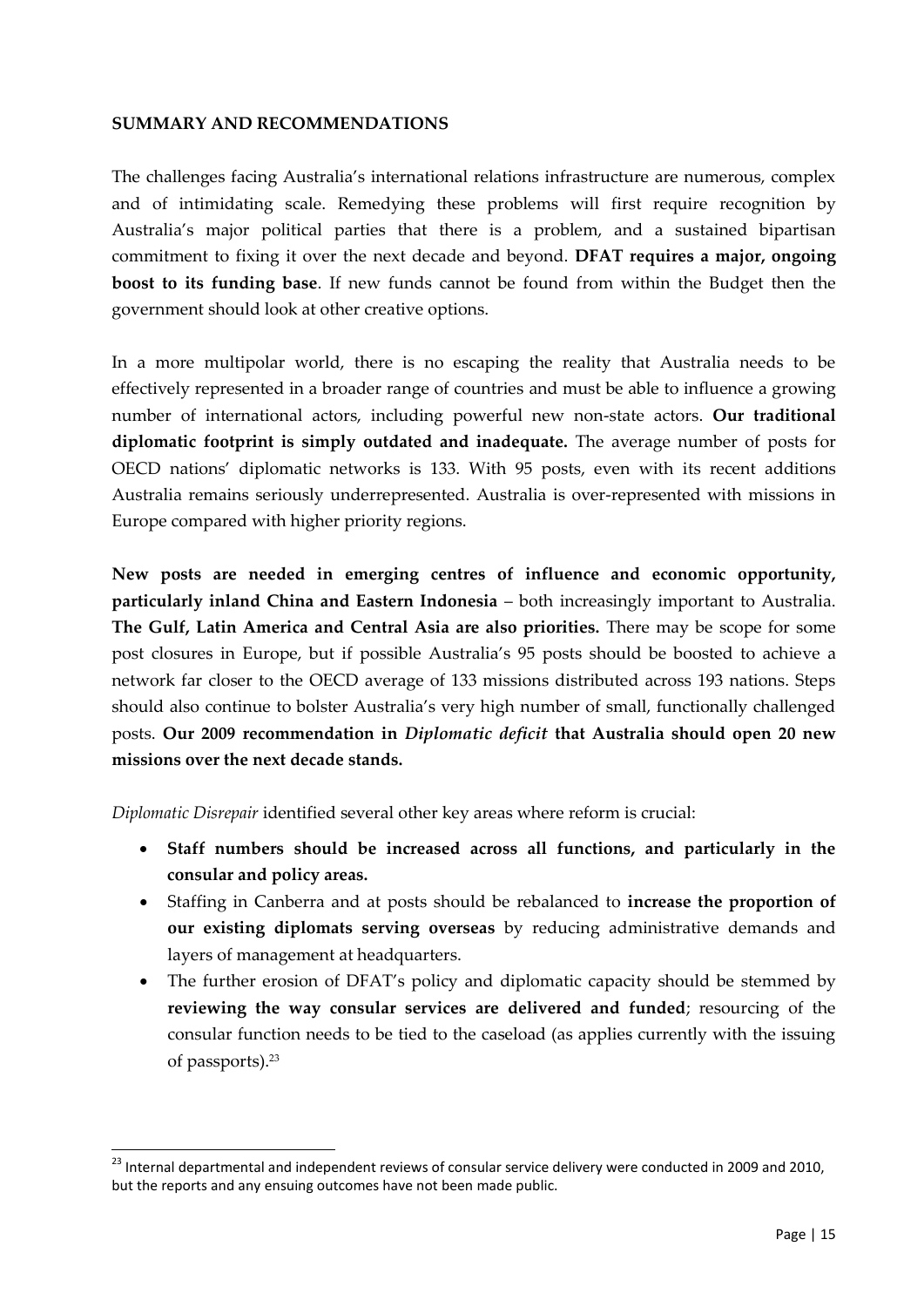## SUMMARY AND RECOMMENDATIONS

The challenges facing Australia's international relations infrastructure are numerous, complex and of intimidating scale. Remedying these problems will first require recognition by Australia's major political parties that there is a problem, and a sustained bipartisan commitment to fixing it over the next decade and beyond. **DFAT requires a major, ongoing boost to its funding base**. If new funds cannot be found from within the Budget then the government should look at other creative options.

In a more multipolar world, there is no escaping the reality that Australia needs to be effectively represented in a broader range of countries and must be able to influence a growing number of international actors, including powerful new non-state actors. **Our traditional diplomatic footprint is simply outdated and inadequate.** The average number of posts for OECD nations' diplomatic networks is 133. With 95 posts, even with its recent additions Australia remains seriously underrepresented. Australia is over-represented with missions in Europe compared with higher priority regions.

**New posts are needed in emerging centres of influence and economic opportunity, particularly inland China and Eastern Indonesia** – both increasingly important to Australia. **The Gulf, Latin America and Central Asia are also priorities.** There may be scope for some post closures in Europe, but if possible Australia's 95 posts should be boosted to achieve a network far closer to the OECD average of 133 missions distributed across 193 nations. Steps should also continue to bolster Australia's very high number of small, functionally challenged posts. **Our 2009 recommendation in *Diplomatic deficit* that Australia should open 20 new missions over the next decade stands.**

*Diplomatic Disrepair* identified several other key areas where reform is crucial:

- **Staff numbers should be increased across all functions, and particularly in the consular and policy areas.**
- Staffing in Canberra and at posts should be rebalanced to **increase the proportion of our existing diplomats serving overseas** by reducing administrative demands and layers of management at headquarters.
- The further erosion of DFAT's policy and diplomatic capacity should be stemmed by **reviewing the way consular services are delivered and funded**; resourcing of the consular function needs to be tied to the caseload (as applies currently with the issuing of passports).[23]

[23] Internal departmental and independent reviews of consular service delivery were conducted in 2009 and 2010, but the reports and any ensuing outcomes have not been made public.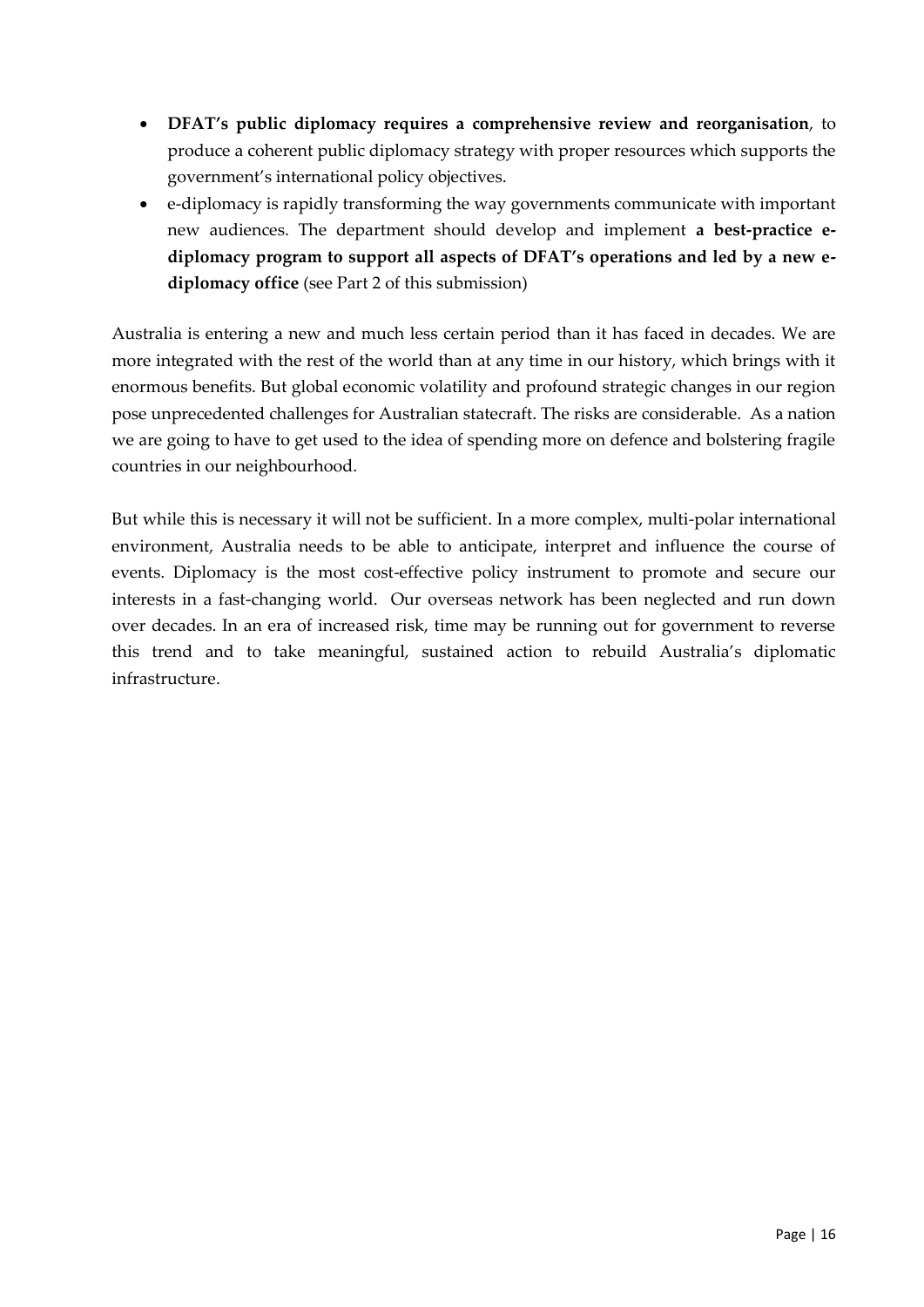- **DFAT's public diplomacy requires a comprehensive review and reorganisation**, to produce a coherent public diplomacy strategy with proper resources which supports the government's international policy objectives.
- e-diplomacy is rapidly transforming the way governments communicate with important new audiences. The department should develop and implement **a best-practice e-diplomacy program to support all aspects of DFAT's operations and led by a new e-diplomacy office** (see Part 2 of this submission)

Australia is entering a new and much less certain period than it has faced in decades. We are more integrated with the rest of the world than at any time in our history, which brings with it enormous benefits. But global economic volatility and profound strategic changes in our region pose unprecedented challenges for Australian statecraft. The risks are considerable. As a nation we are going to have to get used to the idea of spending more on defence and bolstering fragile countries in our neighbourhood.

But while this is necessary it will not be sufficient. In a more complex, multi-polar international environment, Australia needs to be able to anticipate, interpret and influence the course of events. Diplomacy is the most cost-effective policy instrument to promote and secure our interests in a fast-changing world. Our overseas network has been neglected and run down over decades. In an era of increased risk, time may be running out for government to reverse this trend and to take meaningful, sustained action to rebuild Australia's diplomatic infrastructure.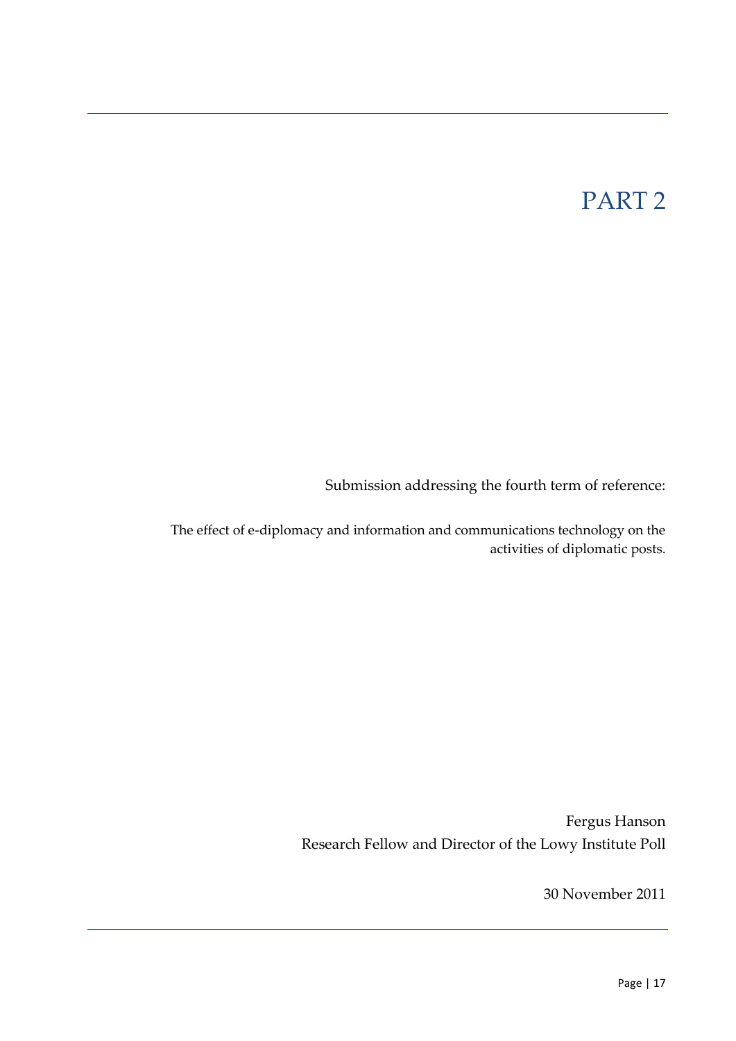# PART 2

Submission addressing the fourth term of reference:

The effect of e-diplomacy and information and communications technology on the activities of diplomatic posts.

Fergus Hanson
Research Fellow and Director of the Lowy Institute Poll

30 November 2011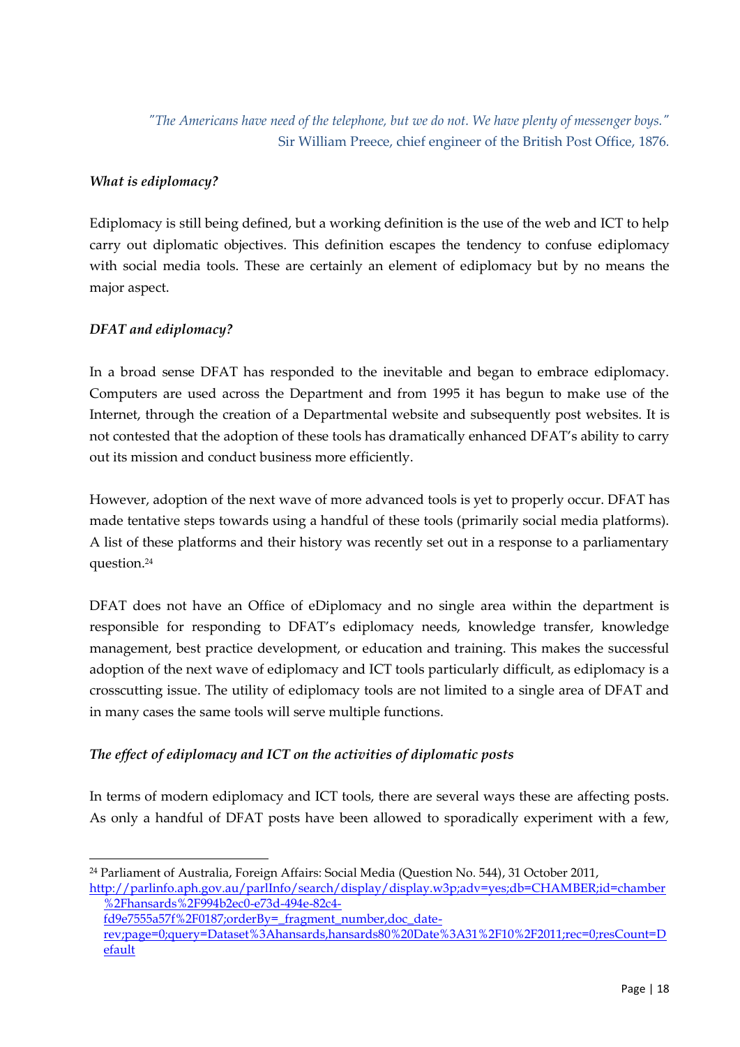*"The Americans have need of the telephone, but we do not. We have plenty of messenger boys."*
Sir William Preece, chief engineer of the British Post Office, 1876.

***What is ediplomacy?***

Ediplomacy is still being defined, but a working definition is the use of the web and ICT to help carry out diplomatic objectives. This definition escapes the tendency to confuse ediplomacy with social media tools. These are certainly an element of ediplomacy but by no means the major aspect.

***DFAT and ediplomacy?***

In a broad sense DFAT has responded to the inevitable and began to embrace ediplomacy. Computers are used across the Department and from 1995 it has begun to make use of the Internet, through the creation of a Departmental website and subsequently post websites. It is not contested that the adoption of these tools has dramatically enhanced DFAT's ability to carry out its mission and conduct business more efficiently.

However, adoption of the next wave of more advanced tools is yet to properly occur. DFAT has made tentative steps towards using a handful of these tools (primarily social media platforms). A list of these platforms and their history was recently set out in a response to a parliamentary question.[24]

DFAT does not have an Office of eDiplomacy and no single area within the department is responsible for responding to DFAT's ediplomacy needs, knowledge transfer, knowledge management, best practice development, or education and training. This makes the successful adoption of the next wave of ediplomacy and ICT tools particularly difficult, as ediplomacy is a crosscutting issue. The utility of ediplomacy tools are not limited to a single area of DFAT and in many cases the same tools will serve multiple functions.

***The effect of ediplomacy and ICT on the activities of diplomatic posts***

In terms of modern ediplomacy and ICT tools, there are several ways these are affecting posts. As only a handful of DFAT posts have been allowed to sporadically experiment with a few,

[24] Parliament of Australia, Foreign Affairs: Social Media (Question No. 544), 31 October 2011, http://parlinfo.aph.gov.au/parlInfo/search/display/display.w3p;adv=yes;db=CHAMBER;id=chamber%2Fhansards%2F994b2ec0-e73d-494e-82c4-fd9e7555a57f%2F0187;orderBy=_fragment_number,doc_date-rev;page=0;query=Dataset%3Ahansards,hansards80%20Date%3A31%2F10%2F2011;rec=0;resCount=Default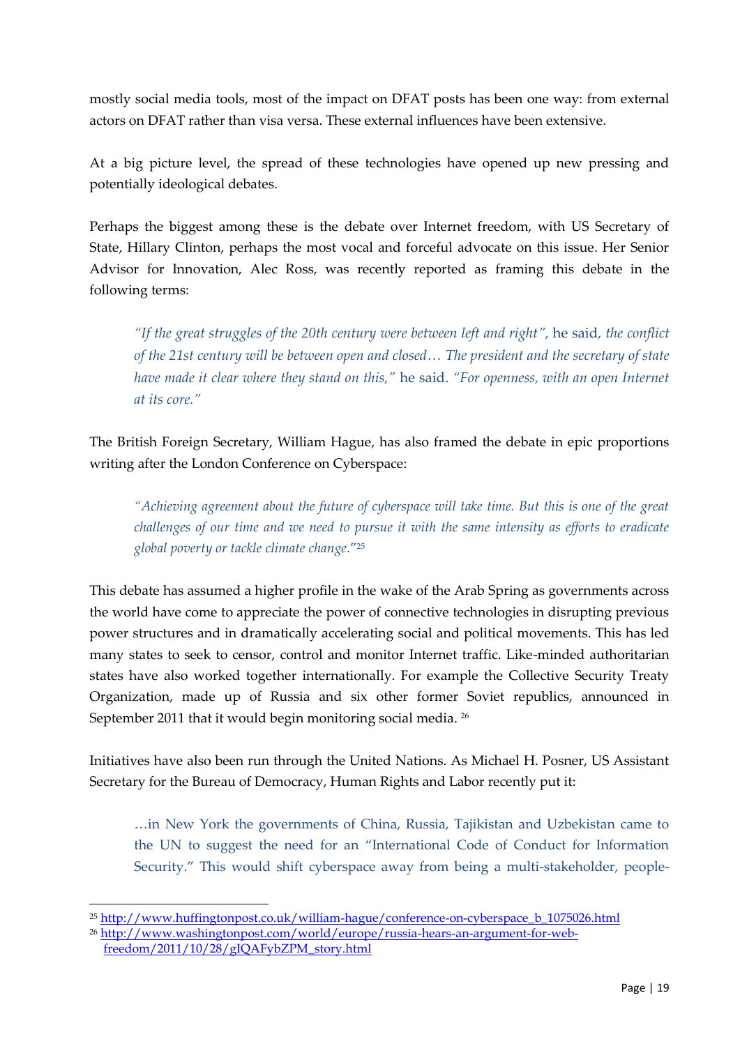mostly social media tools, most of the impact on DFAT posts has been one way: from external actors on DFAT rather than visa versa. These external influences have been extensive.

At a big picture level, the spread of these technologies have opened up new pressing and potentially ideological debates.

Perhaps the biggest among these is the debate over Internet freedom, with US Secretary of State, Hillary Clinton, perhaps the most vocal and forceful advocate on this issue. Her Senior Advisor for Innovation, Alec Ross, was recently reported as framing this debate in the following terms:

> *"If the great struggles of the 20th century were between left and right",* he said*, the conflict of the 21st century will be between open and closed… The president and the secretary of state have made it clear where they stand on this,"* he said. *"For openness, with an open Internet at its core."*

The British Foreign Secretary, William Hague, has also framed the debate in epic proportions writing after the London Conference on Cyberspace:

> *"Achieving agreement about the future of cyberspace will take time. But this is one of the great challenges of our time and we need to pursue it with the same intensity as efforts to eradicate global poverty or tackle climate change."*[25]

This debate has assumed a higher profile in the wake of the Arab Spring as governments across the world have come to appreciate the power of connective technologies in disrupting previous power structures and in dramatically accelerating social and political movements. This has led many states to seek to censor, control and monitor Internet traffic. Like-minded authoritarian states have also worked together internationally. For example the Collective Security Treaty Organization, made up of Russia and six other former Soviet republics, announced in September 2011 that it would begin monitoring social media. [26]

Initiatives have also been run through the United Nations. As Michael H. Posner, US Assistant Secretary for the Bureau of Democracy, Human Rights and Labor recently put it:

> …in New York the governments of China, Russia, Tajikistan and Uzbekistan came to the UN to suggest the need for an "International Code of Conduct for Information Security." This would shift cyberspace away from being a multi-stakeholder, people-

---

[25] http://www.huffingtonpost.co.uk/william-hague/conference-on-cyberspace_b_1075026.html

[26] http://www.washingtonpost.com/world/europe/russia-hears-an-argument-for-web-freedom/2011/10/28/gIQAFybZPM_story.html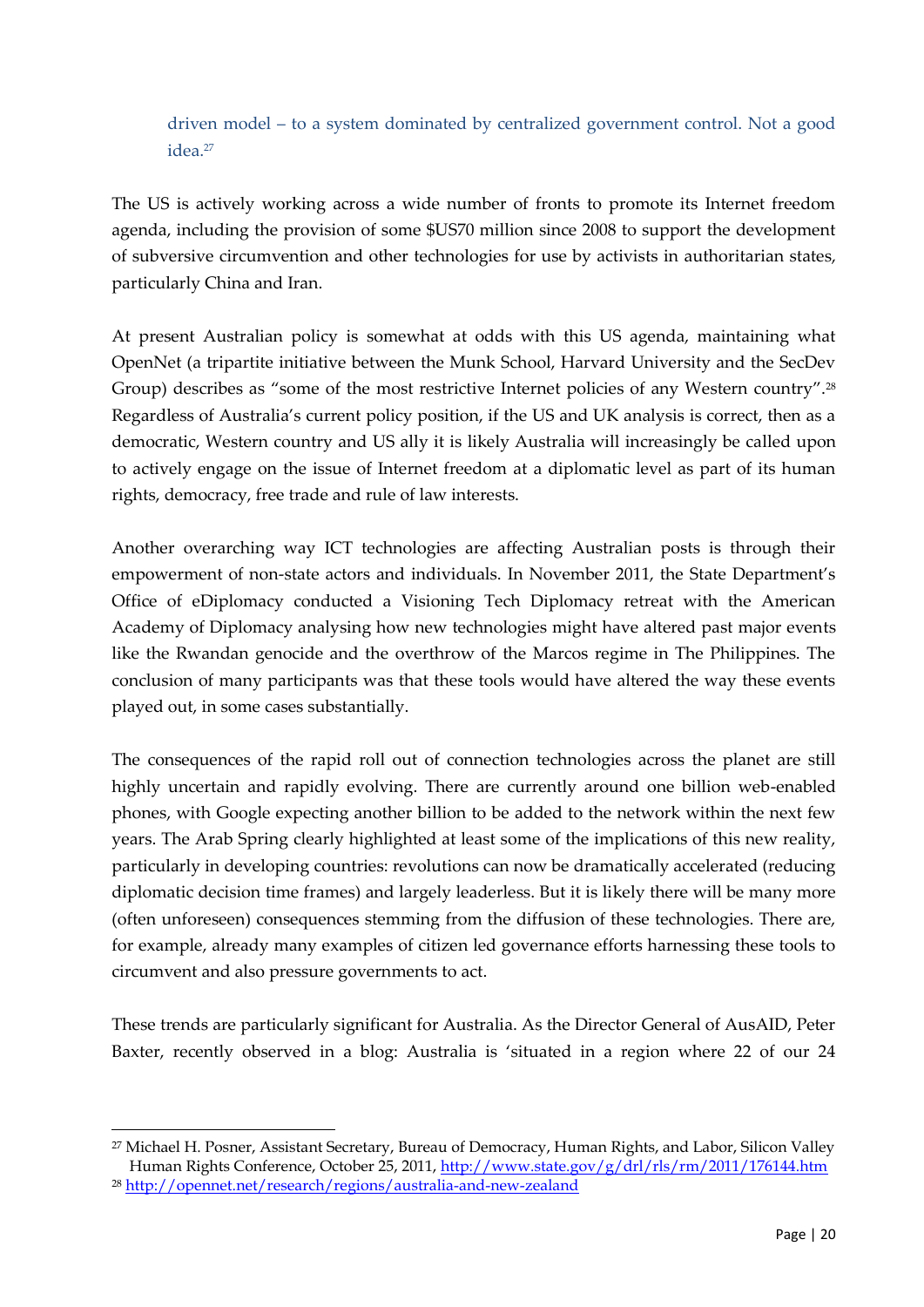> driven model – to a system dominated by centralized government control. Not a good idea.[27]

The US is actively working across a wide number of fronts to promote its Internet freedom agenda, including the provision of some $US70 million since 2008 to support the development of subversive circumvention and other technologies for use by activists in authoritarian states, particularly China and Iran.

At present Australian policy is somewhat at odds with this US agenda, maintaining what OpenNet (a tripartite initiative between the Munk School, Harvard University and the SecDev Group) describes as "some of the most restrictive Internet policies of any Western country".[28] Regardless of Australia's current policy position, if the US and UK analysis is correct, then as a democratic, Western country and US ally it is likely Australia will increasingly be called upon to actively engage on the issue of Internet freedom at a diplomatic level as part of its human rights, democracy, free trade and rule of law interests.

Another overarching way ICT technologies are affecting Australian posts is through their empowerment of non-state actors and individuals. In November 2011, the State Department's Office of eDiplomacy conducted a Visioning Tech Diplomacy retreat with the American Academy of Diplomacy analysing how new technologies might have altered past major events like the Rwandan genocide and the overthrow of the Marcos regime in The Philippines. The conclusion of many participants was that these tools would have altered the way these events played out, in some cases substantially.

The consequences of the rapid roll out of connection technologies across the planet are still highly uncertain and rapidly evolving. There are currently around one billion web-enabled phones, with Google expecting another billion to be added to the network within the next few years. The Arab Spring clearly highlighted at least some of the implications of this new reality, particularly in developing countries: revolutions can now be dramatically accelerated (reducing diplomatic decision time frames) and largely leaderless. But it is likely there will be many more (often unforeseen) consequences stemming from the diffusion of these technologies. There are, for example, already many examples of citizen led governance efforts harnessing these tools to circumvent and also pressure governments to act.

These trends are particularly significant for Australia. As the Director General of AusAID, Peter Baxter, recently observed in a blog: Australia is 'situated in a region where 22 of our 24

---

[27] Michael H. Posner, Assistant Secretary, Bureau of Democracy, Human Rights, and Labor, Silicon Valley Human Rights Conference, October 25, 2011, http://www.state.gov/g/drl/rls/rm/2011/176144.htm

[28] http://opennet.net/research/regions/australia-and-new-zealand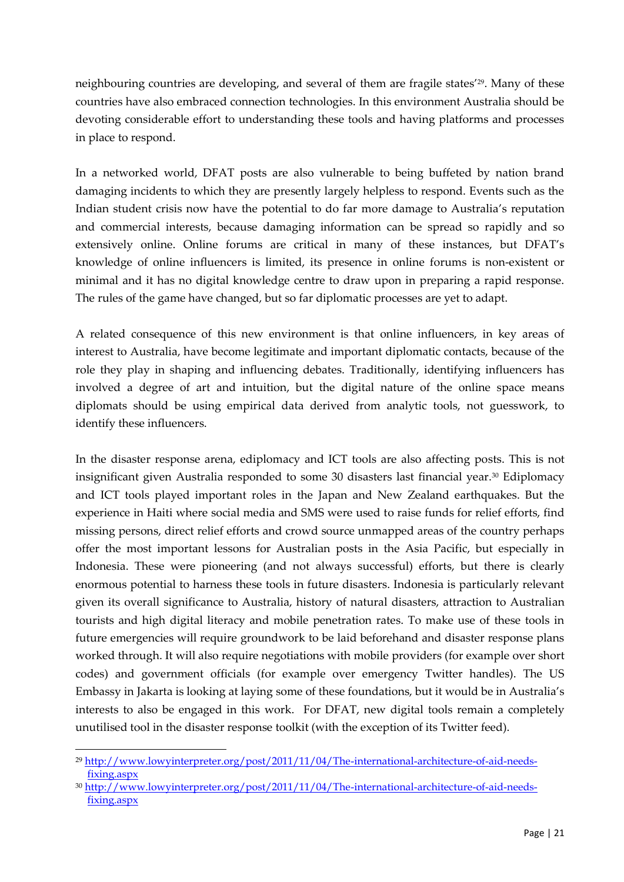neighbouring countries are developing, and several of them are fragile states'[29]. Many of these countries have also embraced connection technologies. In this environment Australia should be devoting considerable effort to understanding these tools and having platforms and processes in place to respond.

In a networked world, DFAT posts are also vulnerable to being buffeted by nation brand damaging incidents to which they are presently largely helpless to respond. Events such as the Indian student crisis now have the potential to do far more damage to Australia's reputation and commercial interests, because damaging information can be spread so rapidly and so extensively online. Online forums are critical in many of these instances, but DFAT's knowledge of online influencers is limited, its presence in online forums is non-existent or minimal and it has no digital knowledge centre to draw upon in preparing a rapid response. The rules of the game have changed, but so far diplomatic processes are yet to adapt.

A related consequence of this new environment is that online influencers, in key areas of interest to Australia, have become legitimate and important diplomatic contacts, because of the role they play in shaping and influencing debates. Traditionally, identifying influencers has involved a degree of art and intuition, but the digital nature of the online space means diplomats should be using empirical data derived from analytic tools, not guesswork, to identify these influencers.

In the disaster response arena, ediplomacy and ICT tools are also affecting posts. This is not insignificant given Australia responded to some 30 disasters last financial year.[30] Ediplomacy and ICT tools played important roles in the Japan and New Zealand earthquakes. But the experience in Haiti where social media and SMS were used to raise funds for relief efforts, find missing persons, direct relief efforts and crowd source unmapped areas of the country perhaps offer the most important lessons for Australian posts in the Asia Pacific, but especially in Indonesia. These were pioneering (and not always successful) efforts, but there is clearly enormous potential to harness these tools in future disasters. Indonesia is particularly relevant given its overall significance to Australia, history of natural disasters, attraction to Australian tourists and high digital literacy and mobile penetration rates. To make use of these tools in future emergencies will require groundwork to be laid beforehand and disaster response plans worked through. It will also require negotiations with mobile providers (for example over short codes) and government officials (for example over emergency Twitter handles). The US Embassy in Jakarta is looking at laying some of these foundations, but it would be in Australia's interests to also be engaged in this work. For DFAT, new digital tools remain a completely unutilised tool in the disaster response toolkit (with the exception of its Twitter feed).

---

[29] http://www.lowyinterpreter.org/post/2011/11/04/The-international-architecture-of-aid-needs-fixing.aspx

[30] http://www.lowyinterpreter.org/post/2011/11/04/The-international-architecture-of-aid-needs-fixing.aspx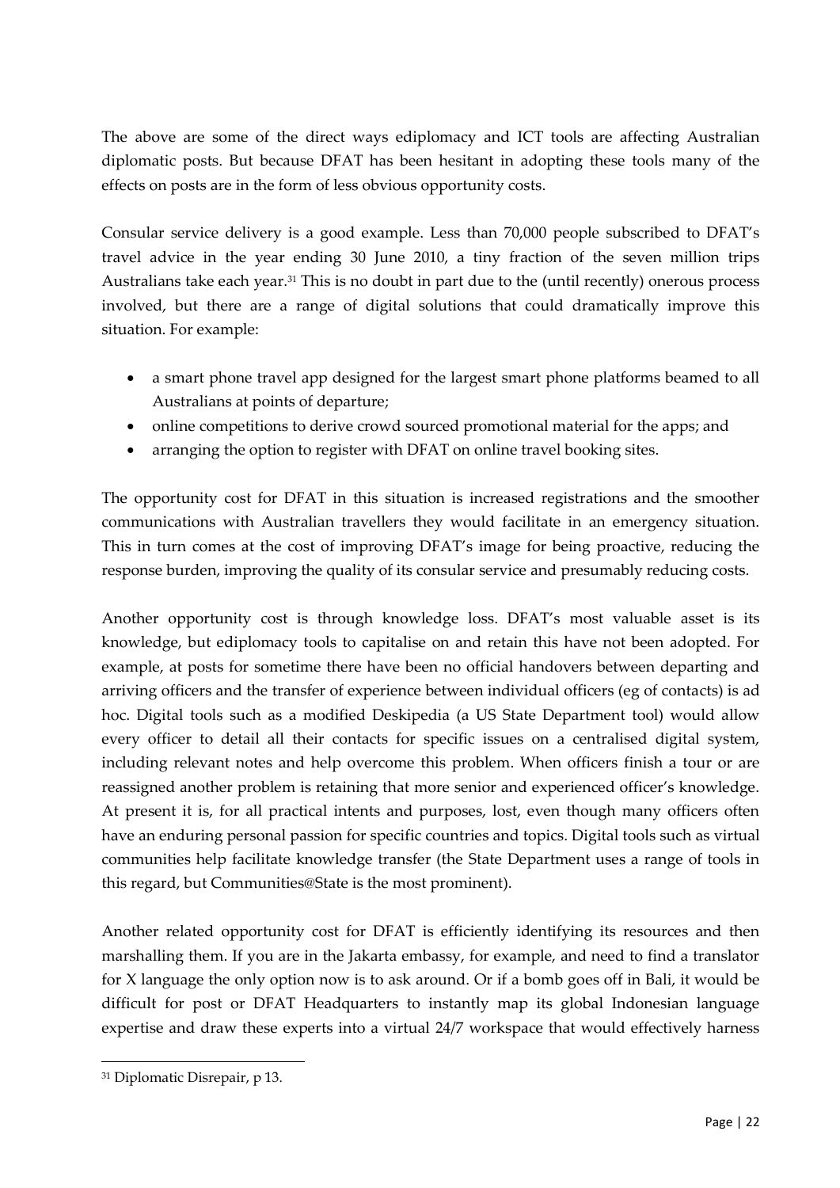The above are some of the direct ways ediplomacy and ICT tools are affecting Australian diplomatic posts. But because DFAT has been hesitant in adopting these tools many of the effects on posts are in the form of less obvious opportunity costs.

Consular service delivery is a good example. Less than 70,000 people subscribed to DFAT's travel advice in the year ending 30 June 2010, a tiny fraction of the seven million trips Australians take each year.[31] This is no doubt in part due to the (until recently) onerous process involved, but there are a range of digital solutions that could dramatically improve this situation. For example:

- a smart phone travel app designed for the largest smart phone platforms beamed to all Australians at points of departure;
- online competitions to derive crowd sourced promotional material for the apps; and
- arranging the option to register with DFAT on online travel booking sites.

The opportunity cost for DFAT in this situation is increased registrations and the smoother communications with Australian travellers they would facilitate in an emergency situation. This in turn comes at the cost of improving DFAT's image for being proactive, reducing the response burden, improving the quality of its consular service and presumably reducing costs.

Another opportunity cost is through knowledge loss. DFAT's most valuable asset is its knowledge, but ediplomacy tools to capitalise on and retain this have not been adopted. For example, at posts for sometime there have been no official handovers between departing and arriving officers and the transfer of experience between individual officers (eg of contacts) is ad hoc. Digital tools such as a modified Deskipedia (a US State Department tool) would allow every officer to detail all their contacts for specific issues on a centralised digital system, including relevant notes and help overcome this problem. When officers finish a tour or are reassigned another problem is retaining that more senior and experienced officer's knowledge. At present it is, for all practical intents and purposes, lost, even though many officers often have an enduring personal passion for specific countries and topics. Digital tools such as virtual communities help facilitate knowledge transfer (the State Department uses a range of tools in this regard, but Communities@State is the most prominent).

Another related opportunity cost for DFAT is efficiently identifying its resources and then marshalling them. If you are in the Jakarta embassy, for example, and need to find a translator for X language the only option now is to ask around. Or if a bomb goes off in Bali, it would be difficult for post or DFAT Headquarters to instantly map its global Indonesian language expertise and draw these experts into a virtual 24/7 workspace that would effectively harness

[31] Diplomatic Disrepair, p 13.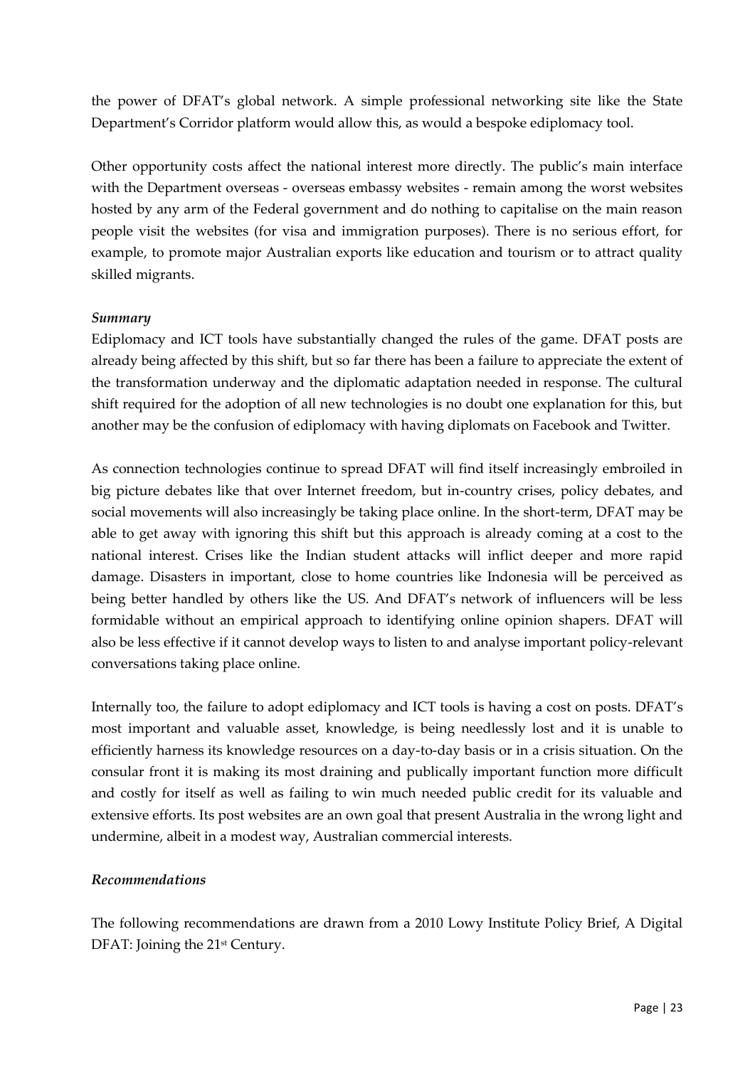the power of DFAT's global network. A simple professional networking site like the State Department's Corridor platform would allow this, as would a bespoke ediplomacy tool.

Other opportunity costs affect the national interest more directly. The public's main interface with the Department overseas - overseas embassy websites - remain among the worst websites hosted by any arm of the Federal government and do nothing to capitalise on the main reason people visit the websites (for visa and immigration purposes). There is no serious effort, for example, to promote major Australian exports like education and tourism or to attract quality skilled migrants.

### *Summary*

Ediplomacy and ICT tools have substantially changed the rules of the game. DFAT posts are already being affected by this shift, but so far there has been a failure to appreciate the extent of the transformation underway and the diplomatic adaptation needed in response. The cultural shift required for the adoption of all new technologies is no doubt one explanation for this, but another may be the confusion of ediplomacy with having diplomats on Facebook and Twitter.

As connection technologies continue to spread DFAT will find itself increasingly embroiled in big picture debates like that over Internet freedom, but in-country crises, policy debates, and social movements will also increasingly be taking place online. In the short-term, DFAT may be able to get away with ignoring this shift but this approach is already coming at a cost to the national interest. Crises like the Indian student attacks will inflict deeper and more rapid damage. Disasters in important, close to home countries like Indonesia will be perceived as being better handled by others like the US. And DFAT's network of influencers will be less formidable without an empirical approach to identifying online opinion shapers. DFAT will also be less effective if it cannot develop ways to listen to and analyse important policy-relevant conversations taking place online.

Internally too, the failure to adopt ediplomacy and ICT tools is having a cost on posts. DFAT's most important and valuable asset, knowledge, is being needlessly lost and it is unable to efficiently harness its knowledge resources on a day-to-day basis or in a crisis situation. On the consular front it is making its most draining and publically important function more difficult and costly for itself as well as failing to win much needed public credit for its valuable and extensive efforts. Its post websites are an own goal that present Australia in the wrong light and undermine, albeit in a modest way, Australian commercial interests.

### *Recommendations*

The following recommendations are drawn from a 2010 Lowy Institute Policy Brief, A Digital DFAT: Joining the 21st Century.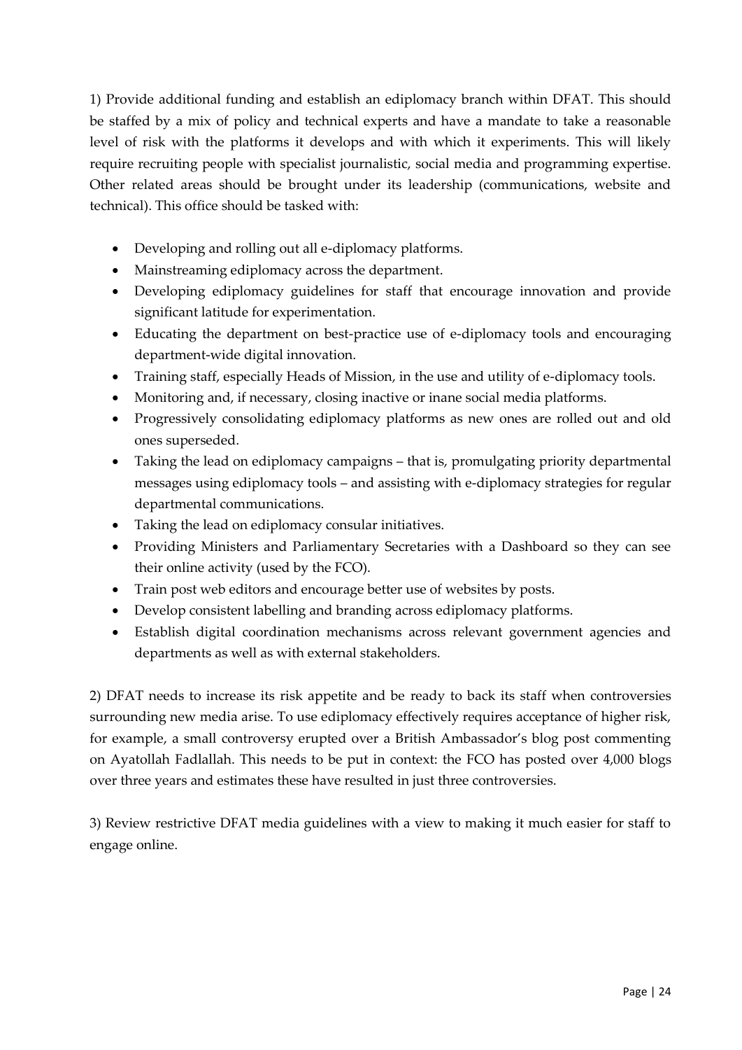1) Provide additional funding and establish an ediplomacy branch within DFAT. This should be staffed by a mix of policy and technical experts and have a mandate to take a reasonable level of risk with the platforms it develops and with which it experiments. This will likely require recruiting people with specialist journalistic, social media and programming expertise. Other related areas should be brought under its leadership (communications, website and technical). This office should be tasked with:

- Developing and rolling out all e-diplomacy platforms.
- Mainstreaming ediplomacy across the department.
- Developing ediplomacy guidelines for staff that encourage innovation and provide significant latitude for experimentation.
- Educating the department on best-practice use of e-diplomacy tools and encouraging department-wide digital innovation.
- Training staff, especially Heads of Mission, in the use and utility of e-diplomacy tools.
- Monitoring and, if necessary, closing inactive or inane social media platforms.
- Progressively consolidating ediplomacy platforms as new ones are rolled out and old ones superseded.
- Taking the lead on ediplomacy campaigns – that is, promulgating priority departmental messages using ediplomacy tools – and assisting with e-diplomacy strategies for regular departmental communications.
- Taking the lead on ediplomacy consular initiatives.
- Providing Ministers and Parliamentary Secretaries with a Dashboard so they can see their online activity (used by the FCO).
- Train post web editors and encourage better use of websites by posts.
- Develop consistent labelling and branding across ediplomacy platforms.
- Establish digital coordination mechanisms across relevant government agencies and departments as well as with external stakeholders.

2) DFAT needs to increase its risk appetite and be ready to back its staff when controversies surrounding new media arise. To use ediplomacy effectively requires acceptance of higher risk, for example, a small controversy erupted over a British Ambassador's blog post commenting on Ayatollah Fadlallah. This needs to be put in context: the FCO has posted over 4,000 blogs over three years and estimates these have resulted in just three controversies.

3) Review restrictive DFAT media guidelines with a view to making it much easier for staff to engage online.